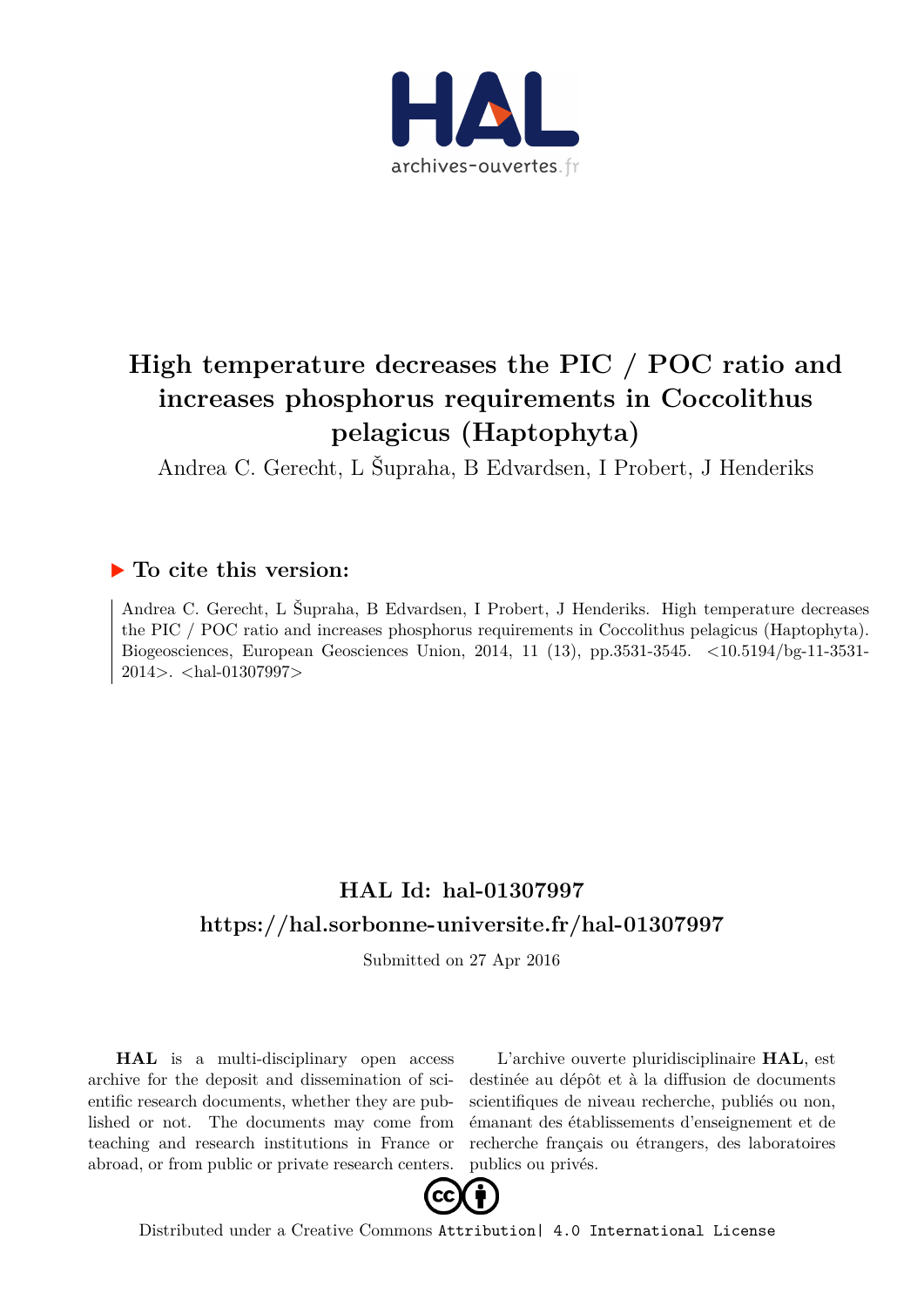# High temperature decreases the PIC / POC ratio and increases phosphorus requirements in Coccolithus pelagicus (Haptophyta)

Andrea C. Gerecht, L Šupraha, B Edvardsen, I Probert, J Henderiks

## ▶ To cite this version:

Andrea C. Gerecht, L Šupraha, B Edvardsen, I Probert, J Henderiks. High temperature decreases the PIC / POC ratio and increases phosphorus requirements in Coccolithus pelagicus (Haptophyta). Biogeosciences, European Geosciences Union, 2014, 11 (13), pp.3531-3545. <10.5194/bg-11-3531-2014>. <hal-01307997>

## HAL Id: hal-01307997

## https://hal.sorbonne-universite.fr/hal-01307997

Submitted on 27 Apr 2016

**HAL** is a multi-disciplinary open access archive for the deposit and dissemination of scientific research documents, whether they are published or not. The documents may come from teaching and research institutions in France or abroad, or from public or private research centers.

L'archive ouverte pluridisciplinaire **HAL**, est destinée au dépôt et à la diffusion de documents scientifiques de niveau recherche, publiés ou non, émanant des établissements d'enseignement et de recherche français ou étrangers, des laboratoires publics ou privés.

Distributed under a Creative Commons Attribution| 4.0 International License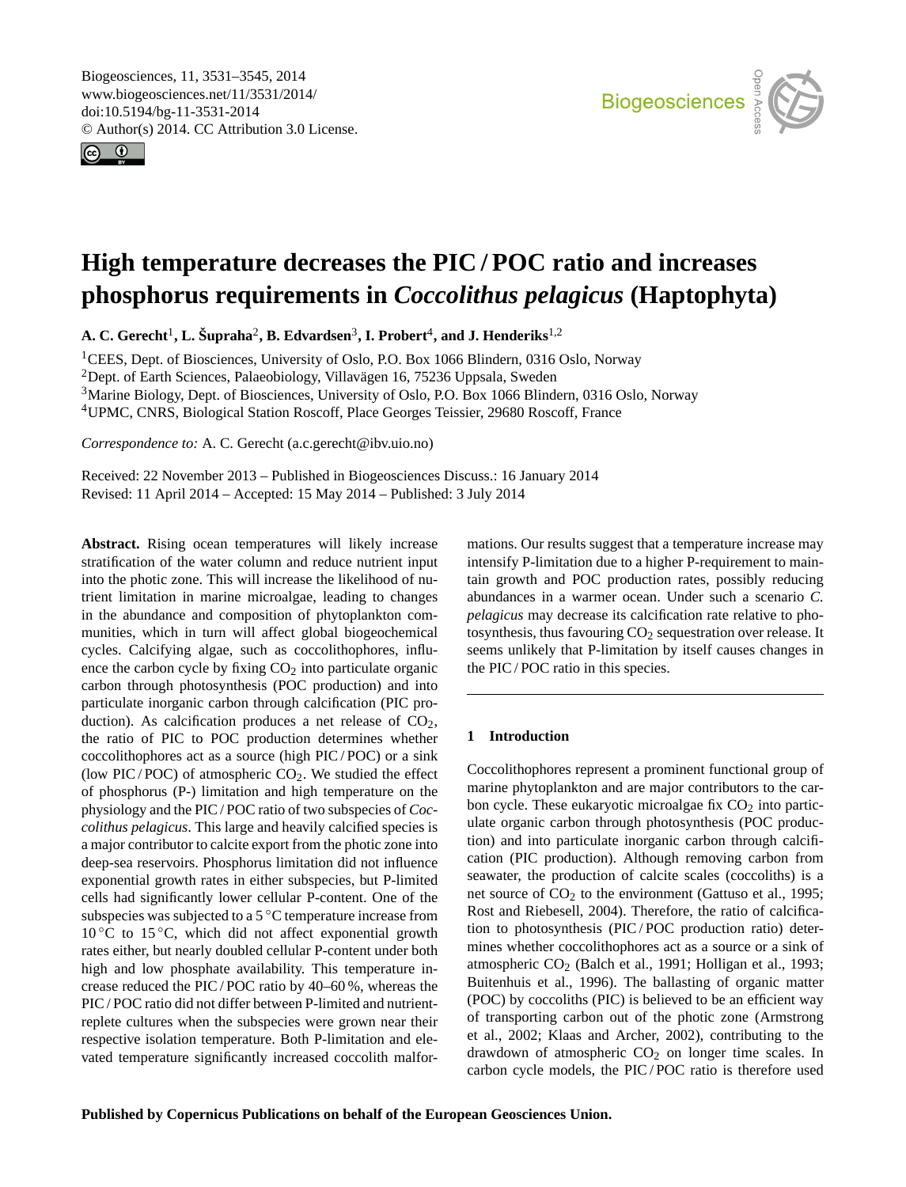# High temperature decreases the PIC / POC ratio and increases phosphorus requirements in *Coccolithus pelagicus* (Haptophyta)

**A. C. Gerecht**[1], **L. Šupraha**[2], **B. Edvardsen**[3], **I. Probert**[4], **and J. Henderiks**[1,2]

[1]CEES, Dept. of Biosciences, University of Oslo, P.O. Box 1066 Blindern, 0316 Oslo, Norway
[2]Dept. of Earth Sciences, Palaeobiology, Villavägen 16, 75236 Uppsala, Sweden
[3]Marine Biology, Dept. of Biosciences, University of Oslo, P.O. Box 1066 Blindern, 0316 Oslo, Norway
[4]UPMC, CNRS, Biological Station Roscoff, Place Georges Teissier, 29680 Roscoff, France

*Correspondence to:* A. C. Gerecht (a.c.gerecht@ibv.uio.no)

Received: 22 November 2013 – Published in Biogeosciences Discuss.: 16 January 2014
Revised: 11 April 2014 – Accepted: 15 May 2014 – Published: 3 July 2014

**Abstract.** Rising ocean temperatures will likely increase stratification of the water column and reduce nutrient input into the photic zone. This will increase the likelihood of nutrient limitation in marine microalgae, leading to changes in the abundance and composition of phytoplankton communities, which in turn will affect global biogeochemical cycles. Calcifying algae, such as coccolithophores, influence the carbon cycle by fixing $CO_2$ into particulate organic carbon through photosynthesis (POC production) and into particulate inorganic carbon through calcification (PIC production). As calcification produces a net release of $CO_2$, the ratio of PIC to POC production determines whether coccolithophores act as a source (high PIC / POC) or a sink (low PIC / POC) of atmospheric $CO_2$. We studied the effect of phosphorus (P-) limitation and high temperature on the physiology and the PIC / POC ratio of two subspecies of *Coccolithus pelagicus*. This large and heavily calcified species is a major contributor to calcite export from the photic zone into deep-sea reservoirs. Phosphorus limitation did not influence exponential growth rates in either subspecies, but P-limited cells had significantly lower cellular P-content. One of the subspecies was subjected to a 5 °C temperature increase from 10 °C to 15 °C, which did not affect exponential growth rates either, but nearly doubled cellular P-content under both high and low phosphate availability. This temperature increase reduced the PIC / POC ratio by 40–60 %, whereas the PIC / POC ratio did not differ between P-limited and nutrient-replete cultures when the subspecies were grown near their respective isolation temperature. Both P-limitation and elevated temperature significantly increased coccolith malformations. Our results suggest that a temperature increase may intensify P-limitation due to a higher P-requirement to maintain growth and POC production rates, possibly reducing abundances in a warmer ocean. Under such a scenario *C. pelagicus* may decrease its calcification rate relative to photosynthesis, thus favouring $CO_2$ sequestration over release. It seems unlikely that P-limitation by itself causes changes in the PIC / POC ratio in this species.

## 1 Introduction

Coccolithophores represent a prominent functional group of marine phytoplankton and are major contributors to the carbon cycle. These eukaryotic microalgae fix $CO_2$ into particulate organic carbon through photosynthesis (POC production) and into particulate inorganic carbon through calcification (PIC production). Although removing carbon from seawater, the production of calcite scales (coccoliths) is a net source of $CO_2$ to the environment (Gattuso et al., 1995; Rost and Riebesell, 2004). Therefore, the ratio of calcification to photosynthesis (PIC / POC production ratio) determines whether coccolithophores act as a source or a sink of atmospheric $CO_2$ (Balch et al., 1991; Holligan et al., 1993; Buitenhuis et al., 1996). The ballasting of organic matter (POC) by coccoliths (PIC) is believed to be an efficient way of transporting carbon out of the photic zone (Armstrong et al., 2002; Klaas and Archer, 2002), contributing to the drawdown of atmospheric $CO_2$ on longer time scales. In carbon cycle models, the PIC / POC ratio is therefore used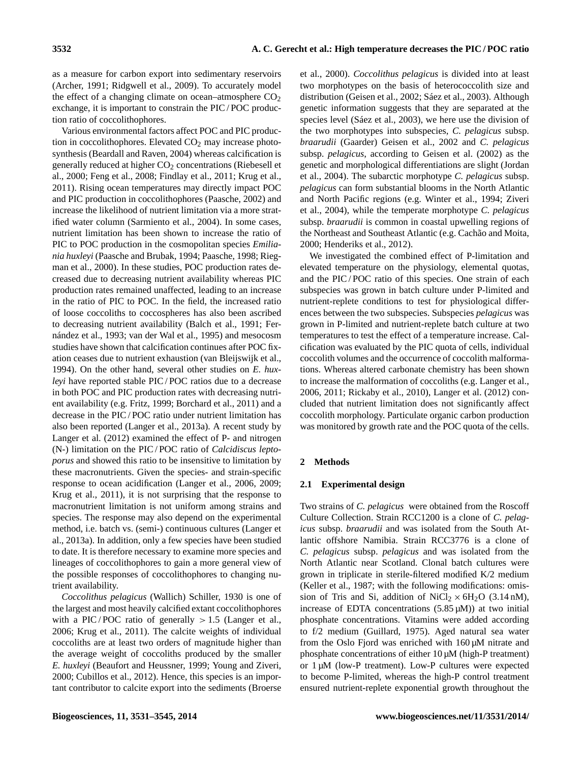as a measure for carbon export into sedimentary reservoirs (Archer, 1991; Ridgwell et al., 2009). To accurately model the effect of a changing climate on ocean–atmosphere $CO_2$ exchange, it is important to constrain the PIC / POC production ratio of coccolithophores.

Various environmental factors affect POC and PIC production in coccolithophores. Elevated $CO_2$ may increase photosynthesis (Beardall and Raven, 2004) whereas calcification is generally reduced at higher $CO_2$ concentrations (Riebesell et al., 2000; Feng et al., 2008; Findlay et al., 2011; Krug et al., 2011). Rising ocean temperatures may directly impact POC and PIC production in coccolithophores (Paasche, 2002) and increase the likelihood of nutrient limitation via a more stratified water column (Sarmiento et al., 2004). In some cases, nutrient limitation has been shown to increase the ratio of PIC to POC production in the cosmopolitan species *Emiliania huxleyi* (Paasche and Brubak, 1994; Paasche, 1998; Riegman et al., 2000). In these studies, POC production rates decreased due to decreasing nutrient availability whereas PIC production rates remained unaffected, leading to an increase in the ratio of PIC to POC. In the field, the increased ratio of loose coccoliths to coccospheres has also been ascribed to decreasing nutrient availability (Balch et al., 1991; Fernández et al., 1993; van der Wal et al., 1995) and mesocosm studies have shown that calcification continues after POC fixation ceases due to nutrient exhaustion (van Bleijswijk et al., 1994). On the other hand, several other studies on *E. huxleyi* have reported stable PIC / POC ratios due to a decrease in both POC and PIC production rates with decreasing nutrient availability (e.g. Fritz, 1999; Borchard et al., 2011) and a decrease in the PIC / POC ratio under nutrient limitation has also been reported (Langer et al., 2013a). A recent study by Langer et al. (2012) examined the effect of P- and nitrogen (N-) limitation on the PIC / POC ratio of *Calcidiscus leptoporus* and showed this ratio to be insensitive to limitation by these macronutrients. Given the species- and strain-specific response to ocean acidification (Langer et al., 2006, 2009; Krug et al., 2011), it is not surprising that the response to macronutrient limitation is not uniform among strains and species. The response may also depend on the experimental method, i.e. batch vs. (semi-) continuous cultures (Langer et al., 2013a). In addition, only a few species have been studied to date. It is therefore necessary to examine more species and lineages of coccolithophores to gain a more general view of the possible responses of coccolithophores to changing nutrient availability.

*Coccolithus pelagicus* (Wallich) Schiller, 1930 is one of the largest and most heavily calcified extant coccolithophores with a PIC / POC ratio of generally $> 1.5$ (Langer et al., 2006; Krug et al., 2011). The calcite weights of individual coccoliths are at least two orders of magnitude higher than the average weight of coccoliths produced by the smaller *E. huxleyi* (Beaufort and Heussner, 1999; Young and Ziveri, 2000; Cubillos et al., 2012). Hence, this species is an important contributor to calcite export into the sediments (Broerse et al., 2000). *Coccolithus pelagicus* is divided into at least two morphotypes on the basis of heterococcolith size and distribution (Geisen et al., 2002; Sáez et al., 2003). Although genetic information suggests that they are separated at the species level (Sáez et al., 2003), we here use the division of the two morphotypes into subspecies, *C. pelagicus* subsp. *braarudii* (Gaarder) Geisen et al., 2002 and *C. pelagicus* subsp. *pelagicus*, according to Geisen et al. (2002) as the genetic and morphological differentiations are slight (Jordan et al., 2004). The subarctic morphotype *C. pelagicus* subsp. *pelagicus* can form substantial blooms in the North Atlantic and North Pacific regions (e.g. Winter et al., 1994; Ziveri et al., 2004), while the temperate morphotype *C. pelagicus* subsp. *braarudii* is common in coastal upwelling regions of the Northeast and Southeast Atlantic (e.g. Cachão and Moita, 2000; Henderiks et al., 2012).

We investigated the combined effect of P-limitation and elevated temperature on the physiology, elemental quotas, and the PIC / POC ratio of this species. One strain of each subspecies was grown in batch culture under P-limited and nutrient-replete conditions to test for physiological differences between the two subspecies. Subspecies *pelagicus* was grown in P-limited and nutrient-replete batch culture at two temperatures to test the effect of a temperature increase. Calcification was evaluated by the PIC quota of cells, individual coccolith volumes and the occurrence of coccolith malformations. Whereas altered carbonate chemistry has been shown to increase the malformation of coccoliths (e.g. Langer et al., 2006, 2011; Rickaby et al., 2010), Langer et al. (2012) concluded that nutrient limitation does not significantly affect coccolith morphology. Particulate organic carbon production was monitored by growth rate and the POC quota of the cells.

## 2 Methods

### 2.1 Experimental design

Two strains of *C. pelagicus* were obtained from the Roscoff Culture Collection. Strain RCC1200 is a clone of *C. pelagicus* subsp. *braarudii* and was isolated from the South Atlantic offshore Namibia. Strain RCC3776 is a clone of *C. pelagicus* subsp. *pelagicus* and was isolated from the North Atlantic near Scotland. Clonal batch cultures were grown in triplicate in sterile-filtered modified K/2 medium (Keller et al., 1987; with the following modifications: omission of Tris and Si, addition of $NiCl_2 \times 6H_2O$ (3.14 nM), increase of EDTA concentrations (5.85 µM)) at two initial phosphate concentrations. Vitamins were added according to f/2 medium (Guillard, 1975). Aged natural sea water from the Oslo Fjord was enriched with 160 µM nitrate and phosphate concentrations of either 10 µM (high-P treatment) or 1 µM (low-P treatment). Low-P cultures were expected to become P-limited, whereas the high-P control treatment ensured nutrient-replete exponential growth throughout the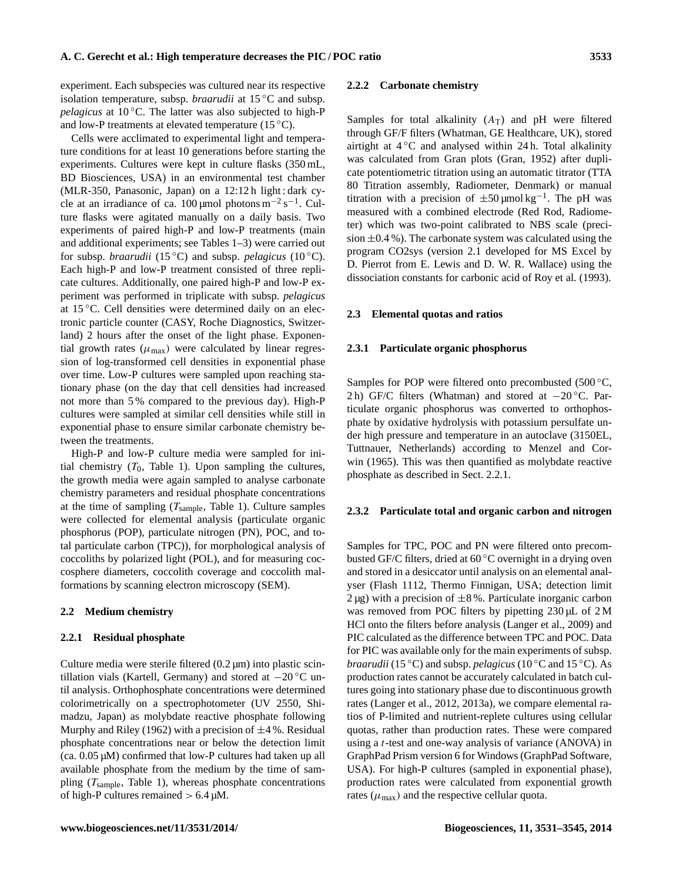experiment. Each subspecies was cultured near its respective isolation temperature, subsp. *braarudii* at 15 °C and subsp. *pelagicus* at 10 °C. The latter was also subjected to high-P and low-P treatments at elevated temperature (15 °C).

Cells were acclimated to experimental light and temperature conditions for at least 10 generations before starting the experiments. Cultures were kept in culture flasks (350 mL, BD Biosciences, USA) in an environmental test chamber (MLR-350, Panasonic, Japan) on a 12:12 h light : dark cycle at an irradiance of ca. 100 µmol photons $m^{-2}$ $s^{-1}$. Culture flasks were agitated manually on a daily basis. Two experiments of paired high-P and low-P treatments (main and additional experiments; see Tables 1–3) were carried out for subsp. *braarudii* (15 °C) and subsp. *pelagicus* (10 °C). Each high-P and low-P treatment consisted of three replicate cultures. Additionally, one paired high-P and low-P experiment was performed in triplicate with subsp. *pelagicus* at 15 °C. Cell densities were determined daily on an electronic particle counter (CASY, Roche Diagnostics, Switzerland) 2 hours after the onset of the light phase. Exponential growth rates ($\mu_{max}$) were calculated by linear regression of log-transformed cell densities in exponential phase over time. Low-P cultures were sampled upon reaching stationary phase (on the day that cell densities had increased not more than 5 % compared to the previous day). High-P cultures were sampled at similar cell densities while still in exponential phase to ensure similar carbonate chemistry between the treatments.

High-P and low-P culture media were sampled for initial chemistry ($T_0$, Table 1). Upon sampling the cultures, the growth media were again sampled to analyse carbonate chemistry parameters and residual phosphate concentrations at the time of sampling ($T_{sample}$, Table 1). Culture samples were collected for elemental analysis (particulate organic phosphorus (POP), particulate nitrogen (PN), POC, and total particulate carbon (TPC)), for morphological analysis of coccoliths by polarized light (POL), and for measuring coccosphere diameters, coccolith coverage and coccolith malformations by scanning electron microscopy (SEM).

### 2.2 Medium chemistry

#### 2.2.1 Residual phosphate

Culture media were sterile filtered (0.2 µm) into plastic scintillation vials (Kartell, Germany) and stored at −20 °C until analysis. Orthophosphate concentrations were determined colorimetrically on a spectrophotometer (UV 2550, Shimadzu, Japan) as molybdate reactive phosphate following Murphy and Riley (1962) with a precision of ±4 %. Residual phosphate concentrations near or below the detection limit (ca. 0.05 µM) confirmed that low-P cultures had taken up all available phosphate from the medium by the time of sampling ($T_{sample}$, Table 1), whereas phosphate concentrations of high-P cultures remained > 6.4 µM.

#### 2.2.2 Carbonate chemistry

Samples for total alkalinity ($A_T$) and pH were filtered through GF/F filters (Whatman, GE Healthcare, UK), stored airtight at 4 °C and analysed within 24 h. Total alkalinity was calculated from Gran plots (Gran, 1952) after duplicate potentiometric titration using an automatic titrator (TTA 80 Titration assembly, Radiometer, Denmark) or manual titration with a precision of ±50 µmol $kg^{-1}$. The pH was measured with a combined electrode (Red Rod, Radiometer) which was two-point calibrated to NBS scale (precision ±0.4 %). The carbonate system was calculated using the program CO2sys (version 2.1 developed for MS Excel by D. Pierrot from E. Lewis and D. W. R. Wallace) using the dissociation constants for carbonic acid of Roy et al. (1993).

### 2.3 Elemental quotas and ratios

#### 2.3.1 Particulate organic phosphorus

Samples for POP were filtered onto precombusted (500 °C, 2 h) GF/C filters (Whatman) and stored at −20 °C. Particulate organic phosphorus was converted to orthophosphate by oxidative hydrolysis with potassium persulfate under high pressure and temperature in an autoclave (3150EL, Tuttnauer, Netherlands) according to Menzel and Corwin (1965). This was then quantified as molybdate reactive phosphate as described in Sect. 2.2.1.

#### 2.3.2 Particulate total and organic carbon and nitrogen

Samples for TPC, POC and PN were filtered onto precombusted GF/C filters, dried at 60 °C overnight in a drying oven and stored in a desiccator until analysis on an elemental analyser (Flash 1112, Thermo Finnigan, USA; detection limit 2 µg) with a precision of ±8 %. Particulate inorganic carbon was removed from POC filters by pipetting 230 µL of 2 M HCl onto the filters before analysis (Langer et al., 2009) and PIC calculated as the difference between TPC and POC. Data for PIC was available only for the main experiments of subsp. *braarudii* (15 °C) and subsp. *pelagicus* (10 °C and 15 °C). As production rates cannot be accurately calculated in batch cultures going into stationary phase due to discontinuous growth rates (Langer et al., 2012, 2013a), we compare elemental ratios of P-limited and nutrient-replete cultures using cellular quotas, rather than production rates. These were compared using a *t*-test and one-way analysis of variance (ANOVA) in GraphPad Prism version 6 for Windows (GraphPad Software, USA). For high-P cultures (sampled in exponential phase), production rates were calculated from exponential growth rates ($\mu_{max}$) and the respective cellular quota.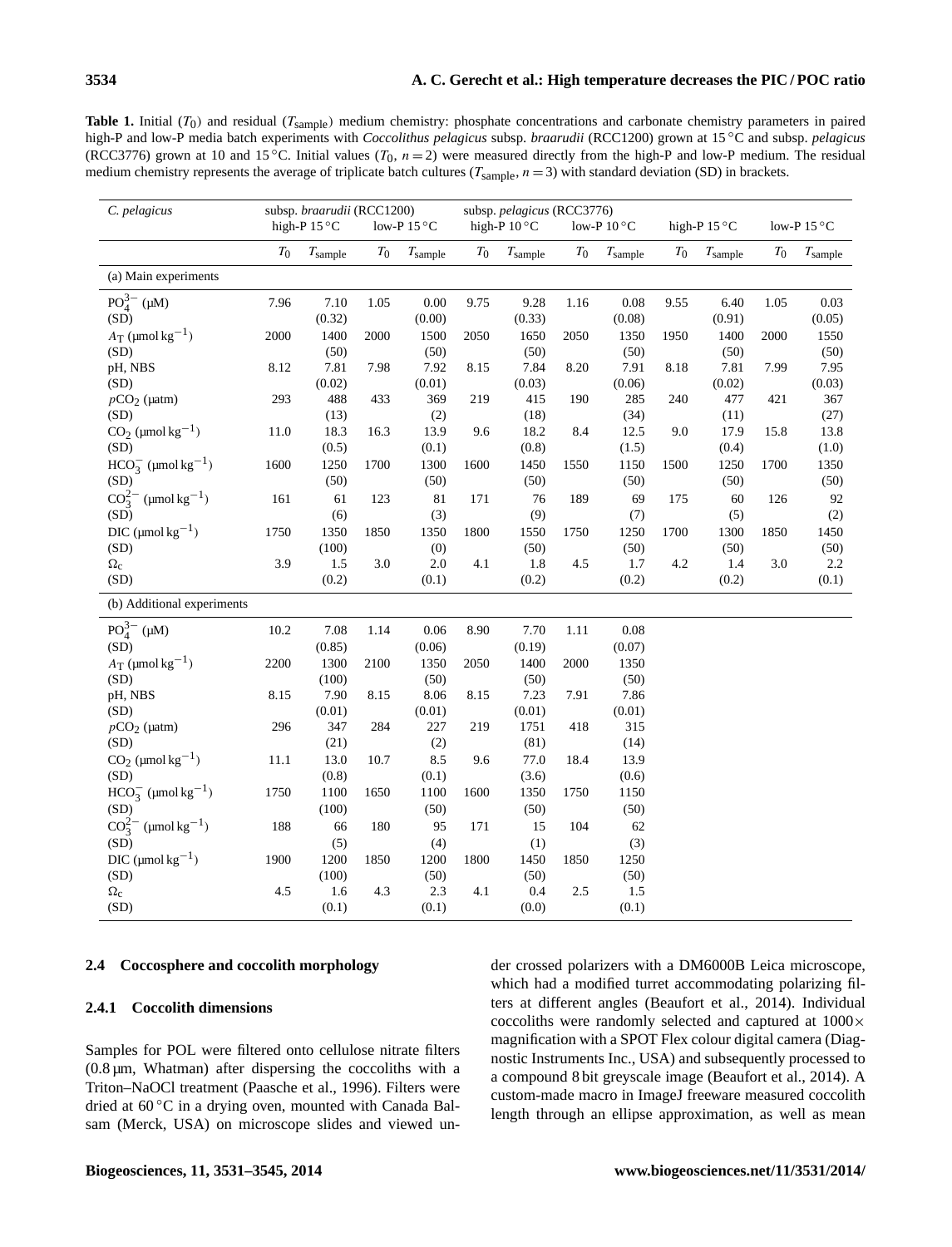**Table 1.** Initial ($T_0$) and residual ($T_{sample}$) medium chemistry: phosphate concentrations and carbonate chemistry parameters in paired high-P and low-P media batch experiments with *Coccolithus pelagicus* subsp. *braarudii* (RCC1200) grown at 15 °C and subsp. *pelagicus* (RCC3776) grown at 10 and 15 °C. Initial values ($T_0$, $n = 2$) were measured directly from the high-P and low-P medium. The residual medium chemistry represents the average of triplicate batch cultures ($T_{sample}$, $n = 3$) with standard deviation (SD) in brackets.

| *C. pelagicus* | subsp. *braarudii* (RCC1200) high-P 15 °C | | low-P 15 °C | | subsp. *pelagicus* (RCC3776) high-P 10 °C | | low-P 10 °C | | high-P 15 °C | | low-P 15 °C | |
|---|---|---|---|---|---|---|---|---|---|---|---|---|
| | $T_0$ | $T_{sample}$ | $T_0$ | $T_{sample}$ | $T_0$ | $T_{sample}$ | $T_0$ | $T_{sample}$ | $T_0$ | $T_{sample}$ | $T_0$ | $T_{sample}$ |
| (a) Main experiments | | | | | | | | | | | | |
| $PO_4^{3-}$ (µM) | 7.96 | 7.10 | 1.05 | 0.00 | 9.75 | 9.28 | 1.16 | 0.08 | 9.55 | 6.40 | 1.05 | 0.03 |
| (SD) | | (0.32) | | (0.00) | | (0.33) | | (0.08) | | (0.91) | | (0.05) |
| $A_T$ (µmol kg$^{-1}$) | 2000 | 1400 | 2000 | 1500 | 2050 | 1650 | 2050 | 1350 | 1950 | 1400 | 2000 | 1550 |
| (SD) | | (50) | | (50) | | (50) | | (50) | | (50) | | (50) |
| pH, NBS | 8.12 | 7.81 | 7.98 | 7.92 | 8.15 | 7.84 | 8.20 | 7.91 | 8.18 | 7.81 | 7.99 | 7.95 |
| (SD) | | (0.02) | | (0.01) | | (0.03) | | (0.06) | | (0.02) | | (0.03) |
| $pCO_2$ (µatm) | 293 | 488 | 433 | 369 | 219 | 415 | 190 | 285 | 240 | 477 | 421 | 367 |
| (SD) | | (13) | | (2) | | (18) | | (34) | | (11) | | (27) |
| $CO_2$ (µmol kg$^{-1}$) | 11.0 | 18.3 | 16.3 | 13.9 | 9.6 | 18.2 | 8.4 | 12.5 | 9.0 | 17.9 | 15.8 | 13.8 |
| (SD) | | (0.5) | | (0.1) | | (0.8) | | (1.5) | | (0.4) | | (1.0) |
| $HCO_3^-$ (µmol kg$^{-1}$) | 1600 | 1250 | 1700 | 1300 | 1600 | 1450 | 1550 | 1150 | 1500 | 1250 | 1700 | 1350 |
| (SD) | | (50) | | (50) | | (50) | | (50) | | (50) | | (50) |
| $CO_3^{2-}$ (µmol kg$^{-1}$) | 161 | 61 | 123 | 81 | 171 | 76 | 189 | 69 | 175 | 60 | 126 | 92 |
| (SD) | | (6) | | (3) | | (9) | | (7) | | (5) | | (2) |
| DIC (µmol kg$^{-1}$) | 1750 | 1350 | 1850 | 1350 | 1800 | 1550 | 1750 | 1250 | 1700 | 1300 | 1850 | 1450 |
| (SD) | | (100) | | (0) | | (50) | | (50) | | (50) | | (50) |
| $\Omega_c$ | 3.9 | 1.5 | 3.0 | 2.0 | 4.1 | 1.8 | 4.5 | 1.7 | 4.2 | 1.4 | 3.0 | 2.2 |
| (SD) | | (0.2) | | (0.1) | | (0.2) | | (0.2) | | (0.2) | | (0.1) |
| (b) Additional experiments | | | | | | | | | | | | |
| $PO_4^{3-}$ (µM) | 10.2 | 7.08 | 1.14 | 0.06 | 8.90 | 7.70 | 1.11 | 0.08 | | | | |
| (SD) | | (0.85) | | (0.06) | | (0.19) | | (0.07) | | | | |
| $A_T$ (µmol kg$^{-1}$) | 2200 | 1300 | 2100 | 1350 | 2050 | 1400 | 2000 | 1350 | | | | |
| (SD) | | (100) | | (50) | | (50) | | (50) | | | | |
| pH, NBS | 8.15 | 7.90 | 8.15 | 8.06 | 8.15 | 7.23 | 7.91 | 7.86 | | | | |
| (SD) | | (0.01) | | (0.01) | | (0.01) | | (0.01) | | | | |
| $pCO_2$ (µatm) | 296 | 347 | 284 | 227 | 219 | 1751 | 418 | 315 | | | | |
| (SD) | | (21) | | (2) | | (81) | | (14) | | | | |
| $CO_2$ (µmol kg$^{-1}$) | 11.1 | 13.0 | 10.7 | 8.5 | 9.6 | 77.0 | 18.4 | 13.9 | | | | |
| (SD) | | (0.8) | | (0.1) | | (3.6) | | (0.6) | | | | |
| $HCO_3^-$ (µmol kg$^{-1}$) | 1750 | 1100 | 1650 | 1100 | 1600 | 1350 | 1750 | 1150 | | | | |
| (SD) | | (100) | | (50) | | (50) | | (50) | | | | |
| $CO_3^{2-}$ (µmol kg$^{-1}$) | 188 | 66 | 180 | 95 | 171 | 15 | 104 | 62 | | | | |
| (SD) | | (5) | | (4) | | (1) | | (3) | | | | |
| DIC (µmol kg$^{-1}$) | 1900 | 1200 | 1850 | 1200 | 1800 | 1450 | 1850 | 1250 | | | | |
| (SD) | | (100) | | (50) | | (50) | | (50) | | | | |
| $\Omega_c$ | 4.5 | 1.6 | 4.3 | 2.3 | 4.1 | 0.4 | 2.5 | 1.5 | | | | |
| (SD) | | (0.1) | | (0.1) | | (0.0) | | (0.1) | | | | |

### 2.4 Coccosphere and coccolith morphology

#### 2.4.1 Coccolith dimensions

Samples for POL were filtered onto cellulose nitrate filters (0.8 µm, Whatman) after dispersing the coccoliths with a Triton–NaOCl treatment (Paasche et al., 1996). Filters were dried at 60 °C in a drying oven, mounted with Canada Balsam (Merck, USA) on microscope slides and viewed under crossed polarizers with a DM6000B Leica microscope, which had a modified turret accommodating polarizing filters at different angles (Beaufort et al., 2014). Individual coccoliths were randomly selected and captured at 1000× magnification with a SPOT Flex colour digital camera (Diagnostic Instruments Inc., USA) and subsequently processed to a compound 8 bit greyscale image (Beaufort et al., 2014). A custom-made macro in ImageJ freeware measured coccolith length through an ellipse approximation, as well as mean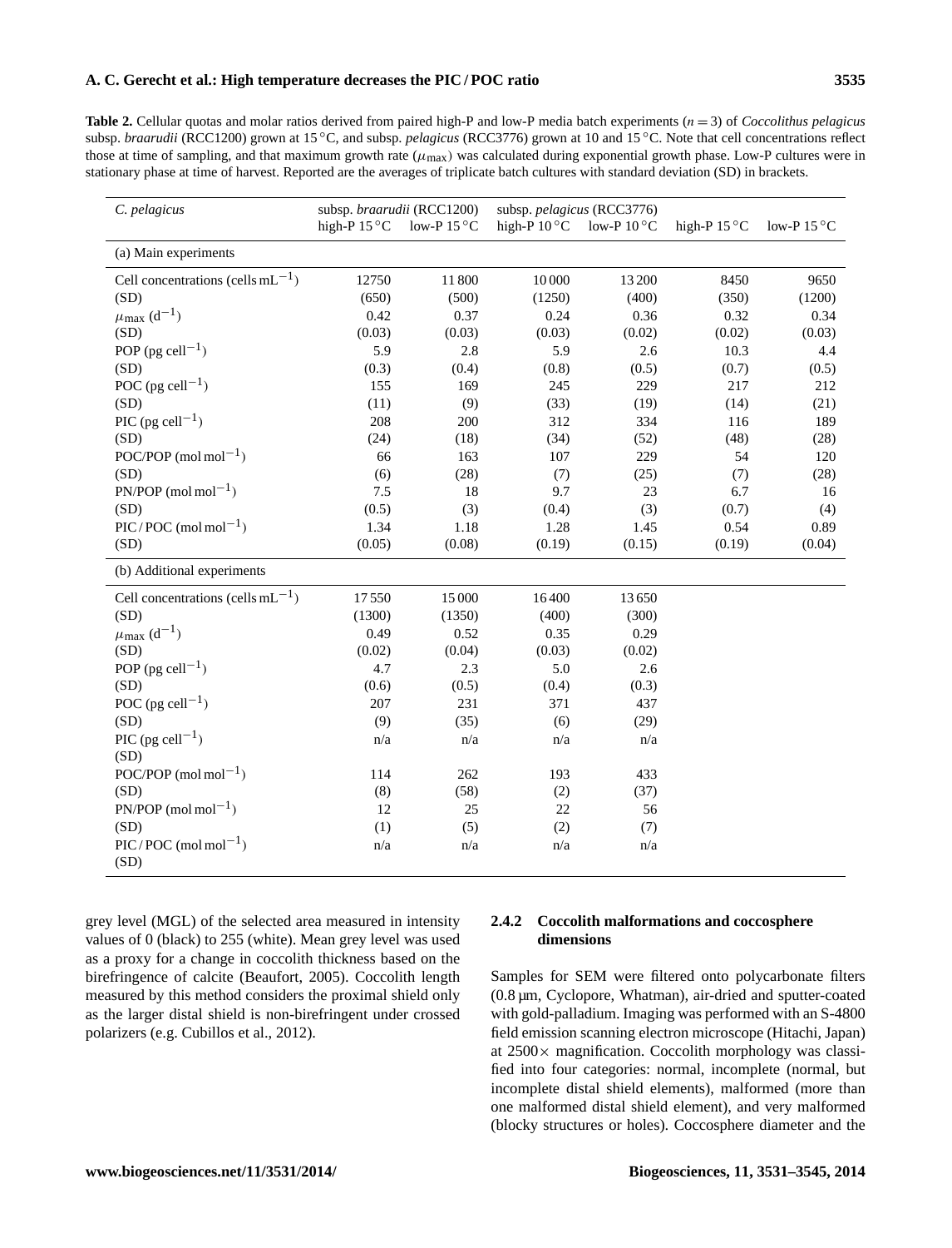**Table 2.** Cellular quotas and molar ratios derived from paired high-P and low-P media batch experiments ($n = 3$) of *Coccolithus pelagicus* subsp. *braarudii* (RCC1200) grown at 15 °C, and subsp. *pelagicus* (RCC3776) grown at 10 and 15 °C. Note that cell concentrations reflect those at time of sampling, and that maximum growth rate ($\mu_{max}$) was calculated during exponential growth phase. Low-P cultures were in stationary phase at time of harvest. Reported are the averages of triplicate batch cultures with standard deviation (SD) in brackets.

| *C. pelagicus* | subsp. *braarudii* (RCC1200) | | subsp. *pelagicus* (RCC3776) | | | |
|---|---|---|---|---|---|---|
| | high-P 15 °C | low-P 15 °C | high-P 10 °C | low-P 10 °C | high-P 15 °C | low-P 15 °C |
| (a) Main experiments | | | | | | |
| Cell concentrations (cells $mL^{-1}$) | 12750 | 11 800 | 10 000 | 13 200 | 8450 | 9650 |
| (SD) | (650) | (500) | (1250) | (400) | (350) | (1200) |
| $\mu_{max}$ ($d^{-1}$) | 0.42 | 0.37 | 0.24 | 0.36 | 0.32 | 0.34 |
| (SD) | (0.03) | (0.03) | (0.03) | (0.02) | (0.02) | (0.03) |
| POP (pg $cell^{-1}$) | 5.9 | 2.8 | 5.9 | 2.6 | 10.3 | 4.4 |
| (SD) | (0.3) | (0.4) | (0.8) | (0.5) | (0.7) | (0.5) |
| POC (pg $cell^{-1}$) | 155 | 169 | 245 | 229 | 217 | 212 |
| (SD) | (11) | (9) | (33) | (19) | (14) | (21) |
| PIC (pg $cell^{-1}$) | 208 | 200 | 312 | 334 | 116 | 189 |
| (SD) | (24) | (18) | (34) | (52) | (48) | (28) |
| POC/POP (mol $mol^{-1}$) | 66 | 163 | 107 | 229 | 54 | 120 |
| (SD) | (6) | (28) | (7) | (25) | (7) | (28) |
| PN/POP (mol $mol^{-1}$) | 7.5 | 18 | 9.7 | 23 | 6.7 | 16 |
| (SD) | (0.5) | (3) | (0.4) | (3) | (0.7) | (4) |
| PIC / POC (mol $mol^{-1}$) | 1.34 | 1.18 | 1.28 | 1.45 | 0.54 | 0.89 |
| (SD) | (0.05) | (0.08) | (0.19) | (0.15) | (0.19) | (0.04) |
| (b) Additional experiments | | | | | | |
| Cell concentrations (cells $mL^{-1}$) | 17 550 | 15 000 | 16 400 | 13 650 | | |
| (SD) | (1300) | (1350) | (400) | (300) | | |
| $\mu_{max}$ ($d^{-1}$) | 0.49 | 0.52 | 0.35 | 0.29 | | |
| (SD) | (0.02) | (0.04) | (0.03) | (0.02) | | |
| POP (pg $cell^{-1}$) | 4.7 | 2.3 | 5.0 | 2.6 | | |
| (SD) | (0.6) | (0.5) | (0.4) | (0.3) | | |
| POC (pg $cell^{-1}$) | 207 | 231 | 371 | 437 | | |
| (SD) | (9) | (35) | (6) | (29) | | |
| PIC (pg $cell^{-1}$) | n/a | n/a | n/a | n/a | | |
| (SD) | | | | | | |
| POC/POP (mol $mol^{-1}$) | 114 | 262 | 193 | 433 | | |
| (SD) | (8) | (58) | (2) | (37) | | |
| PN/POP (mol $mol^{-1}$) | 12 | 25 | 22 | 56 | | |
| (SD) | (1) | (5) | (2) | (7) | | |
| PIC / POC (mol $mol^{-1}$) | n/a | n/a | n/a | n/a | | |
| (SD) | | | | | | |

grey level (MGL) of the selected area measured in intensity values of 0 (black) to 255 (white). Mean grey level was used as a proxy for a change in coccolith thickness based on the birefringence of calcite (Beaufort, 2005). Coccolith length measured by this method considers the proximal shield only as the larger distal shield is non-birefringent under crossed polarizers (e.g. Cubillos et al., 2012).

#### 2.4.2 Coccolith malformations and coccosphere dimensions

Samples for SEM were filtered onto polycarbonate filters (0.8 µm, Cyclopore, Whatman), air-dried and sputter-coated with gold-palladium. Imaging was performed with an S-4800 field emission scanning electron microscope (Hitachi, Japan) at 2500× magnification. Coccolith morphology was classified into four categories: normal, incomplete (normal, but incomplete distal shield elements), malformed (more than one malformed distal shield element), and very malformed (blocky structures or holes). Coccosphere diameter and the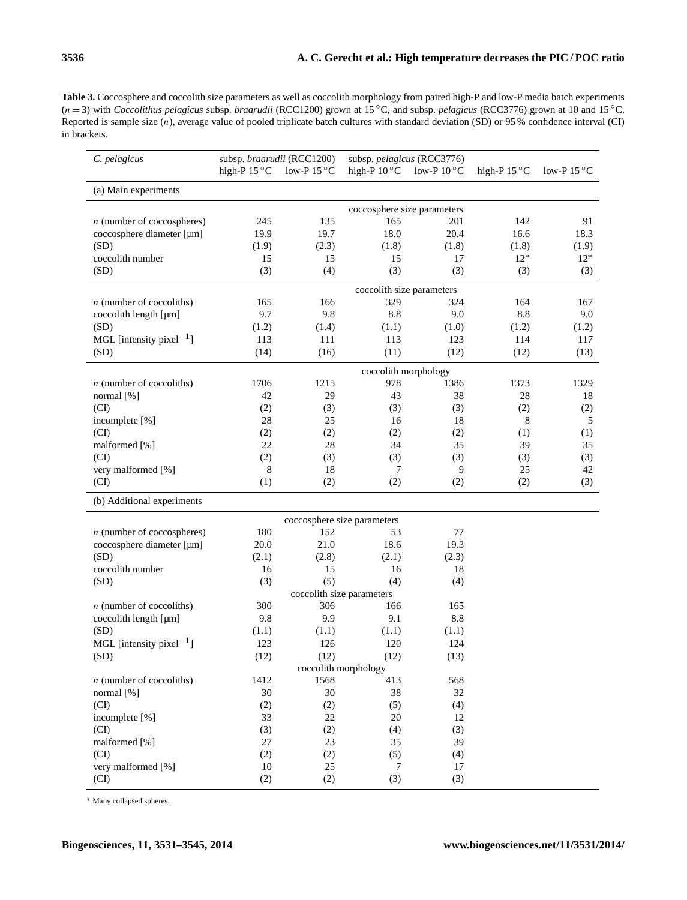**Table 3.** Coccosphere and coccolith size parameters as well as coccolith morphology from paired high-P and low-P media batch experiments ($n = 3$) with *Coccolithus pelagicus* subsp. *braarudii* (RCC1200) grown at 15 °C, and subsp. *pelagicus* (RCC3776) grown at 10 and 15 °C. Reported is sample size ($n$), average value of pooled triplicate batch cultures with standard deviation (SD) or 95 % confidence interval (CI) in brackets.

| *C. pelagicus* | subsp. *braarudii* (RCC1200) | | subsp. *pelagicus* (RCC3776) | | | |
|---|---|---|---|---|---|---|
| | high-P 15 °C | low-P 15 °C | high-P 10 °C | low-P 10 °C | high-P 15 °C | low-P 15 °C |
| (a) Main experiments | | | | | | |
| coccosphere size parameters | | | | | | |
| $n$ (number of coccospheres) | 245 | 135 | 165 | 201 | 142 | 91 |
| coccosphere diameter [µm] | 19.9 | 19.7 | 18.0 | 20.4 | 16.6 | 18.3 |
| (SD) | (1.9) | (2.3) | (1.8) | (1.8) | (1.8) | (1.9) |
| coccolith number | 15 | 15 | 15 | 17 | 12* | 12* |
| (SD) | (3) | (4) | (3) | (3) | (3) | (3) |
| coccolith size parameters | | | | | | |
| $n$ (number of coccoliths) | 165 | 166 | 329 | 324 | 164 | 167 |
| coccolith length [µm] | 9.7 | 9.8 | 8.8 | 9.0 | 8.8 | 9.0 |
| (SD) | (1.2) | (1.4) | (1.1) | (1.0) | (1.2) | (1.2) |
| MGL [intensity pixel$^{-1}$] | 113 | 111 | 113 | 123 | 114 | 117 |
| (SD) | (14) | (16) | (11) | (12) | (12) | (13) |
| coccolith morphology | | | | | | |
| $n$ (number of coccoliths) | 1706 | 1215 | 978 | 1386 | 1373 | 1329 |
| normal [%] | 42 | 29 | 43 | 38 | 28 | 18 |
| (CI) | (2) | (3) | (3) | (3) | (2) | (2) |
| incomplete [%] | 28 | 25 | 16 | 18 | 8 | 5 |
| (CI) | (2) | (2) | (2) | (2) | (1) | (1) |
| malformed [%] | 22 | 28 | 34 | 35 | 39 | 35 |
| (CI) | (2) | (3) | (3) | (3) | (3) | (3) |
| very malformed [%] | 8 | 18 | 7 | 9 | 25 | 42 |
| (CI) | (1) | (2) | (2) | (2) | (2) | (3) |
| (b) Additional experiments | | | | | | |
| coccosphere size parameters | | | | | | |
| $n$ (number of coccospheres) | 180 | 152 | 53 | 77 | | |
| coccosphere diameter [µm] | 20.0 | 21.0 | 18.6 | 19.3 | | |
| (SD) | (2.1) | (2.8) | (2.1) | (2.3) | | |
| coccolith number | 16 | 15 | 16 | 18 | | |
| (SD) | (3) | (5) | (4) | (4) | | |
| coccolith size parameters | | | | | | |
| $n$ (number of coccoliths) | 300 | 306 | 166 | 165 | | |
| coccolith length [µm] | 9.8 | 9.9 | 9.1 | 8.8 | | |
| (SD) | (1.1) | (1.1) | (1.1) | (1.1) | | |
| MGL [intensity pixel$^{-1}$] | 123 | 126 | 120 | 124 | | |
| (SD) | (12) | (12) | (12) | (13) | | |
| coccolith morphology | | | | | | |
| $n$ (number of coccoliths) | 1412 | 1568 | 413 | 568 | | |
| normal [%] | 30 | 30 | 38 | 32 | | |
| (CI) | (2) | (2) | (5) | (4) | | |
| incomplete [%] | 33 | 22 | 20 | 12 | | |
| (CI) | (3) | (2) | (4) | (3) | | |
| malformed [%] | 27 | 23 | 35 | 39 | | |
| (CI) | (2) | (2) | (5) | (4) | | |
| very malformed [%] | 10 | 25 | 7 | 17 | | |
| (CI) | (2) | (2) | (3) | (3) | | |

* Many collapsed spheres.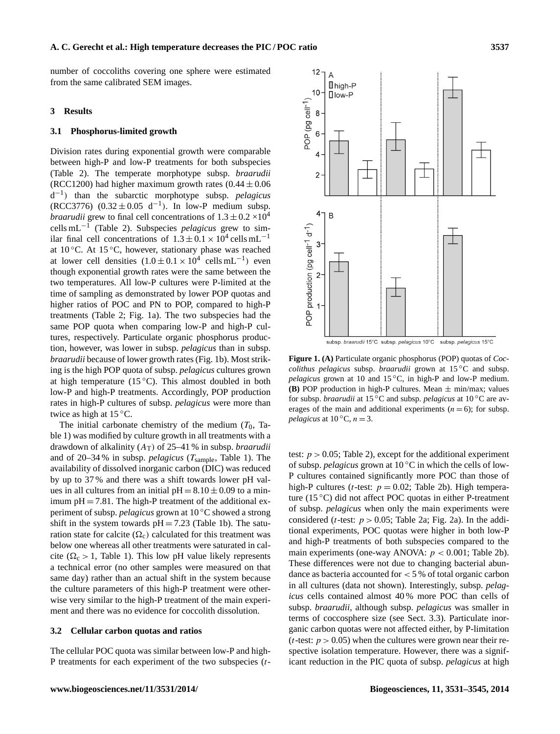number of coccoliths covering one sphere were estimated from the same calibrated SEM images.

## 3 Results

### 3.1 Phosphorus-limited growth

Division rates during exponential growth were comparable between high-P and low-P treatments for both subspecies (Table 2). The temperate morphotype subsp. *braarudii* (RCC1200) had higher maximum growth rates ($0.44 \pm 0.06$ $d^{-1}$) than the subarctic morphotype subsp. *pelagicus* (RCC3776) ($0.32 \pm 0.05$ $d^{-1}$). In low-P medium subsp. *braarudii* grew to final cell concentrations of $1.3 \pm 0.2 \times 10^4$ cells $mL^{-1}$ (Table 2). Subspecies *pelagicus* grew to similar final cell concentrations of $1.3 \pm 0.1 \times 10^4$ cells $mL^{-1}$ at 10 °C. At 15 °C, however, stationary phase was reached at lower cell densities ($1.0 \pm 0.1 \times 10^4$ cells $mL^{-1}$) even though exponential growth rates were the same between the two temperatures. All low-P cultures were P-limited at the time of sampling as demonstrated by lower POP quotas and higher ratios of POC and PN to POP, compared to high-P treatments (Table 2; Fig. 1a). The two subspecies had the same POP quota when comparing low-P and high-P cultures, respectively. Particulate organic phosphorus production, however, was lower in subsp. *pelagicus* than in subsp. *braarudii* because of lower growth rates (Fig. 1b). Most striking is the high POP quota of subsp. *pelagicus* cultures grown at high temperature (15 °C). This almost doubled in both low-P and high-P treatments. Accordingly, POP production rates in high-P cultures of subsp. *pelagicus* were more than twice as high at 15 °C.

The initial carbonate chemistry of the medium ($T_0$, Table 1) was modified by culture growth in all treatments with a drawdown of alkalinity ($A_T$) of 25–41 % in subsp. *braarudii* and of 20–34 % in subsp. *pelagicus* ($T_{sample}$, Table 1). The availability of dissolved inorganic carbon (DIC) was reduced by up to 37 % and there was a shift towards lower pH values in all cultures from an initial pH $= 8.10 \pm 0.09$ to a minimum pH $= 7.81$. The high-P treatment of the additional experiment of subsp. *pelagicus* grown at 10 °C showed a strong shift in the system towards pH $= 7.23$ (Table 1b). The saturation state for calcite ($\Omega_c$) calculated for this treatment was below one whereas all other treatments were saturated in calcite ($\Omega_c > 1$, Table 1). This low pH value likely represents a technical error (no other samples were measured on that same day) rather than an actual shift in the system because the culture parameters of this high-P treatment were otherwise very similar to the high-P treatment of the main experiment and there was no evidence for coccolith dissolution.

### 3.2 Cellular carbon quotas and ratios

The cellular POC quota was similar between low-P and high-P treatments for each experiment of the two subspecies ($t$-test: $p > 0.05$; Table 2), except for the additional experiment of subsp. *pelagicus* grown at 10 °C in which the cells of low-P cultures contained significantly more POC than those of high-P cultures ($t$-test: $p = 0.02$; Table 2b). High temperature (15 °C) did not affect POC quotas in either P-treatment of subsp. *pelagicus* when only the main experiments were considered ($t$-test: $p > 0.05$; Table 2a; Fig. 2a). In the additional experiments, POC quotas were higher in both low-P and high-P treatments of both subspecies compared to the main experiments (one-way ANOVA: $p < 0.001$; Table 2b). These differences were not due to changing bacterial abundance as bacteria accounted for < 5 % of total organic carbon in all cultures (data not shown). Interestingly, subsp. *pelagicus* cells contained almost 40 % more POC than cells of subsp. *braarudii*, although subsp. *pelagicus* was smaller in terms of coccosphere size (see Sect. 3.3). Particulate inorganic carbon quotas were not affected either, by P-limitation ($t$-test: $p > 0.05$) when the cultures were grown near their respective isolation temperature. However, there was a significant reduction in the PIC quota of subsp. *pelagicus* at high

**Figure 1. (A)** Particulate organic phosphorus (POP) quotas of *Coccolithus pelagicus* subsp. *braarudii* grown at 15 °C and subsp. *pelagicus* grown at 10 and 15 °C, in high-P and low-P medium. **(B)** POP production in high-P cultures. Mean ± min/max; values for subsp. *braarudii* at 15 °C and subsp. *pelagicus* at 10 °C are averages of the main and additional experiments ($n = 6$); for subsp. *pelagicus* at 10 °C, $n = 3$.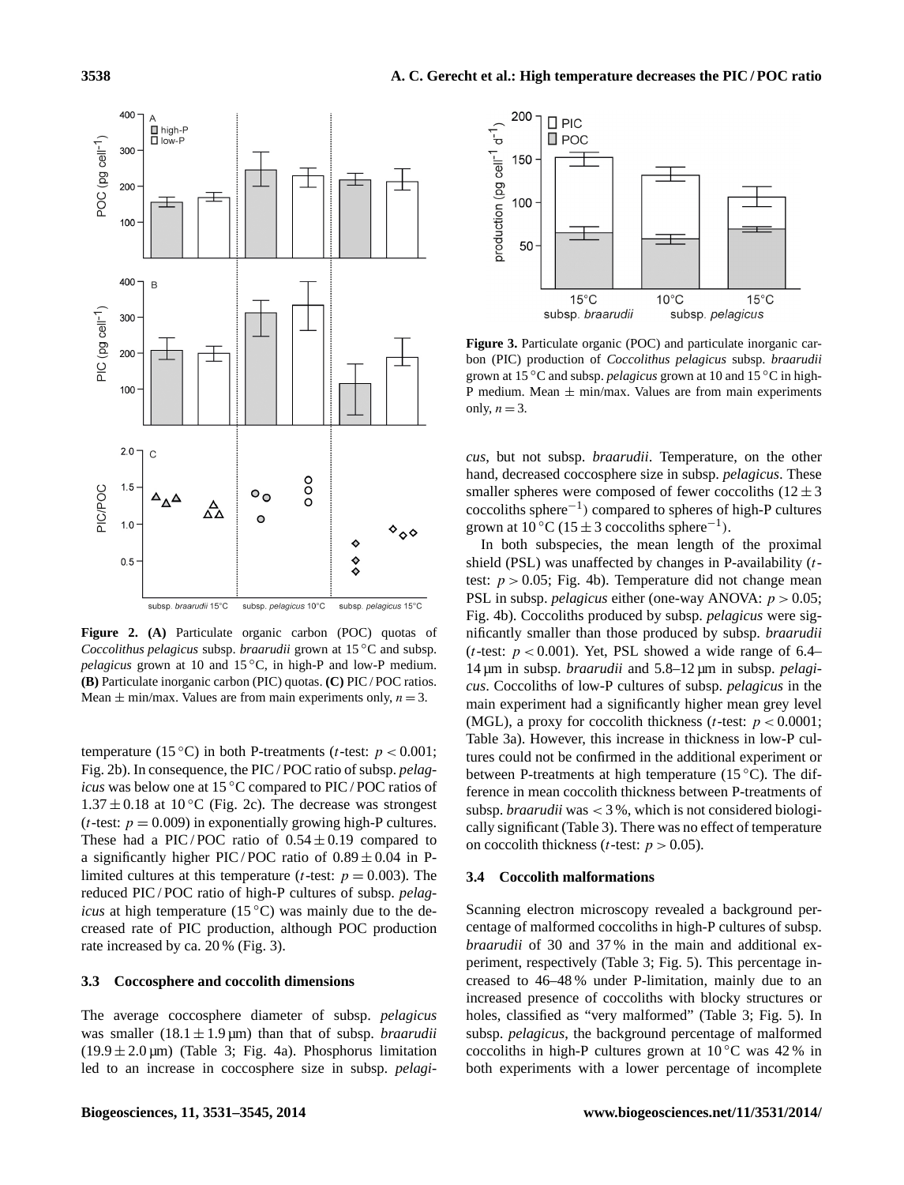**Figure 2. (A)** Particulate organic carbon (POC) quotas of *Coccolithus pelagicus* subsp. *braarudii* grown at 15 °C and subsp. *pelagicus* grown at 10 and 15 °C, in high-P and low-P medium. **(B)** Particulate inorganic carbon (PIC) quotas. **(C)** PIC / POC ratios. Mean ± min/max. Values are from main experiments only, $n = 3$.

temperature (15 °C) in both P-treatments ($t$-test: $p < 0.001$; Fig. 2b). In consequence, the PIC / POC ratio of subsp. *pelagicus* was below one at 15 °C compared to PIC / POC ratios of $1.37 \pm 0.18$ at 10 °C (Fig. 2c). The decrease was strongest ($t$-test: $p = 0.009$) in exponentially growing high-P cultures. These had a PIC / POC ratio of $0.54 \pm 0.19$ compared to a significantly higher PIC / POC ratio of $0.89 \pm 0.04$ in P-limited cultures at this temperature ($t$-test: $p = 0.003$). The reduced PIC / POC ratio of high-P cultures of subsp. *pelagicus* at high temperature (15 °C) was mainly due to the decreased rate of PIC production, although POC production rate increased by ca. 20 % (Fig. 3).

### 3.3 Coccosphere and coccolith dimensions

The average coccosphere diameter of subsp. *pelagicus* was smaller ($18.1 \pm 1.9$ µm) than that of subsp. *braarudii* ($19.9 \pm 2.0$ µm) (Table 3; Fig. 4a). Phosphorus limitation led to an increase in coccosphere size in subsp. *pelagicus*, but not subsp. *braarudii*. Temperature, on the other hand, decreased coccosphere size in subsp. *pelagicus*. These smaller spheres were composed of fewer coccoliths ($12 \pm 3$ coccoliths sphere$^{-1}$) compared to spheres of high-P cultures grown at 10 °C ($15 \pm 3$ coccoliths sphere$^{-1}$).

**Figure 3.** Particulate organic (POC) and particulate inorganic carbon (PIC) production of *Coccolithus pelagicus* subsp. *braarudii* grown at 15 °C and subsp. *pelagicus* grown at 10 and 15 °C in high-P medium. Mean ± min/max. Values are from main experiments only, $n = 3$.

In both subspecies, the mean length of the proximal shield (PSL) was unaffected by changes in P-availability ($t$-test: $p > 0.05$; Fig. 4b). Temperature did not change mean PSL in subsp. *pelagicus* either (one-way ANOVA: $p > 0.05$; Fig. 4b). Coccoliths produced by subsp. *pelagicus* were significantly smaller than those produced by subsp. *braarudii* ($t$-test: $p < 0.001$). Yet, PSL showed a wide range of 6.4–14 µm in subsp. *braarudii* and 5.8–12 µm in subsp. *pelagicus*. Coccoliths of low-P cultures of subsp. *pelagicus* in the main experiment had a significantly higher mean grey level (MGL), a proxy for coccolith thickness ($t$-test: $p < 0.0001$; Table 3a). However, this increase in thickness in low-P cultures could not be confirmed in the additional experiment or between P-treatments at high temperature (15 °C). The difference in mean coccolith thickness between P-treatments of subsp. *braarudii* was < 3 %, which is not considered biologically significant (Table 3). There was no effect of temperature on coccolith thickness ($t$-test: $p > 0.05$).

### 3.4 Coccolith malformations

Scanning electron microscopy revealed a background percentage of malformed coccoliths in high-P cultures of subsp. *braarudii* of 30 and 37 % in the main and additional experiment, respectively (Table 3; Fig. 5). This percentage increased to 46–48 % under P-limitation, mainly due to an increased presence of coccoliths with blocky structures or holes, classified as "very malformed" (Table 3; Fig. 5). In subsp. *pelagicus*, the background percentage of malformed coccoliths in high-P cultures grown at 10 °C was 42 % in both experiments with a lower percentage of incomplete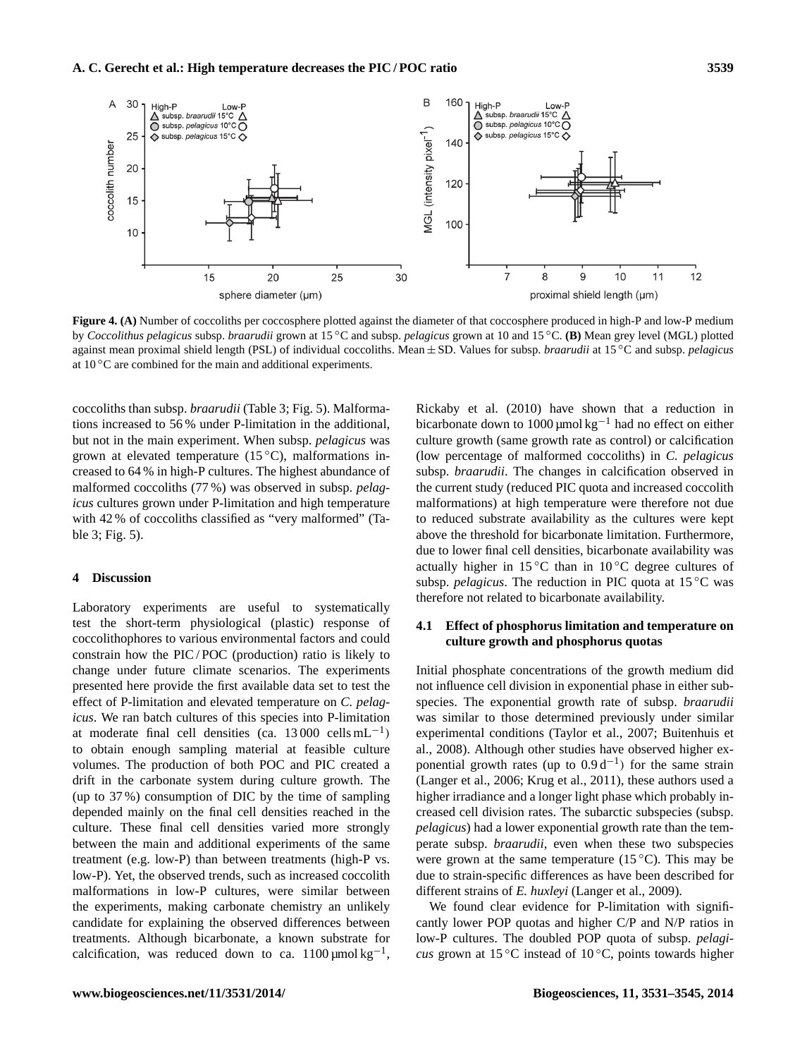**Figure 4. (A)** Number of coccoliths per coccosphere plotted against the diameter of that coccosphere produced in high-P and low-P medium by *Coccolithus pelagicus* subsp. *braarudii* grown at 15 °C and subsp. *pelagicus* grown at 10 and 15 °C. **(B)** Mean grey level (MGL) plotted against mean proximal shield length (PSL) of individual coccoliths. Mean ± SD. Values for subsp. *braarudii* at 15 °C and subsp. *pelagicus* at 10 °C are combined for the main and additional experiments.

coccoliths than subsp. *braarudii* (Table 3; Fig. 5). Malformations increased to 56 % under P-limitation in the additional, but not in the main experiment. When subsp. *pelagicus* was grown at elevated temperature (15 °C), malformations increased to 64 % in high-P cultures. The highest abundance of malformed coccoliths (77 %) was observed in subsp. *pelagicus* cultures grown under P-limitation and high temperature with 42 % of coccoliths classified as "very malformed" (Table 3; Fig. 5).

## 4 Discussion

Laboratory experiments are useful to systematically test the short-term physiological (plastic) response of coccolithophores to various environmental factors and could constrain how the PIC / POC (production) ratio is likely to change under future climate scenarios. The experiments presented here provide the first available data set to test the effect of P-limitation and elevated temperature on *C. pelagicus*. We ran batch cultures of this species into P-limitation at moderate final cell densities (ca. 13 000 cells $mL^{-1}$) to obtain enough sampling material at feasible culture volumes. The production of both POC and PIC created a drift in the carbonate system during culture growth. The (up to 37 %) consumption of DIC by the time of sampling depended mainly on the final cell densities reached in the culture. These final cell densities varied more strongly between the main and additional experiments of the same treatment (e.g. low-P) than between treatments (high-P vs. low-P). Yet, the observed trends, such as increased coccolith malformations in low-P cultures, were similar between the experiments, making carbonate chemistry an unlikely candidate for explaining the observed differences between treatments. Although bicarbonate, a known substrate for calcification, was reduced down to ca. 1100 µmol $kg^{-1}$, Rickaby et al. (2010) have shown that a reduction in bicarbonate down to 1000 µmol $kg^{-1}$ had no effect on either culture growth (same growth rate as control) or calcification (low percentage of malformed coccoliths) in *C. pelagicus* subsp. *braarudii*. The changes in calcification observed in the current study (reduced PIC quota and increased coccolith malformations) at high temperature were therefore not due to reduced substrate availability as the cultures were kept above the threshold for bicarbonate limitation. Furthermore, due to lower final cell densities, bicarbonate availability was actually higher in 15 °C than in 10 °C degree cultures of subsp. *pelagicus*. The reduction in PIC quota at 15 °C was therefore not related to bicarbonate availability.

### 4.1 Effect of phosphorus limitation and temperature on culture growth and phosphorus quotas

Initial phosphate concentrations of the growth medium did not influence cell division in exponential phase in either subspecies. The exponential growth rate of subsp. *braarudii* was similar to those determined previously under similar experimental conditions (Taylor et al., 2007; Buitenhuis et al., 2008). Although other studies have observed higher exponential growth rates (up to 0.9 $d^{-1}$) for the same strain (Langer et al., 2006; Krug et al., 2011), these authors used a higher irradiance and a longer light phase which probably increased cell division rates. The subarctic subspecies (subsp. *pelagicus*) had a lower exponential growth rate than the temperate subsp. *braarudii*, even when these two subspecies were grown at the same temperature (15 °C). This may be due to strain-specific differences as have been described for different strains of *E. huxleyi* (Langer et al., 2009).

We found clear evidence for P-limitation with significantly lower POP quotas and higher C/P and N/P ratios in low-P cultures. The doubled POP quota of subsp. *pelagicus* grown at 15 °C instead of 10 °C, points towards higher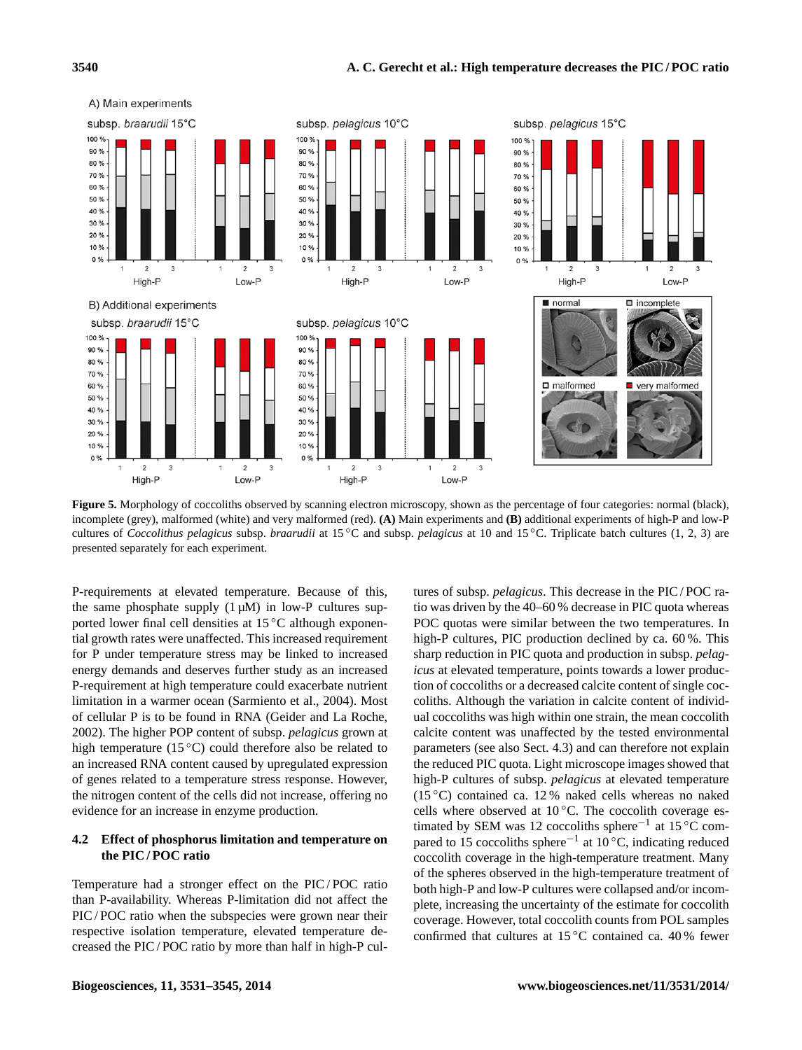**Figure 5.** Morphology of coccoliths observed by scanning electron microscopy, shown as the percentage of four categories: normal (black), incomplete (grey), malformed (white) and very malformed (red). **(A)** Main experiments and **(B)** additional experiments of high-P and low-P cultures of *Coccolithus pelagicus* subsp. *braarudii* at 15 °C and subsp. *pelagicus* at 10 and 15 °C. Triplicate batch cultures (1, 2, 3) are presented separately for each experiment.

P-requirements at elevated temperature. Because of this, the same phosphate supply (1 µM) in low-P cultures supported lower final cell densities at 15 °C although exponential growth rates were unaffected. This increased requirement for P under temperature stress may be linked to increased energy demands and deserves further study as an increased P-requirement at high temperature could exacerbate nutrient limitation in a warmer ocean (Sarmiento et al., 2004). Most of cellular P is to be found in RNA (Geider and La Roche, 2002). The higher POP content of subsp. *pelagicus* grown at high temperature (15 °C) could therefore also be related to an increased RNA content caused by upregulated expression of genes related to a temperature stress response. However, the nitrogen content of the cells did not increase, offering no evidence for an increase in enzyme production.

### 4.2 Effect of phosphorus limitation and temperature on the PIC / POC ratio

Temperature had a stronger effect on the PIC / POC ratio than P-availability. Whereas P-limitation did not affect the PIC / POC ratio when the subspecies were grown near their respective isolation temperature, elevated temperature decreased the PIC / POC ratio by more than half in high-P cultures of subsp. *pelagicus*. This decrease in the PIC / POC ratio was driven by the 40–60 % decrease in PIC quota whereas POC quotas were similar between the two temperatures. In high-P cultures, PIC production declined by ca. 60 %. This sharp reduction in PIC quota and production in subsp. *pelagicus* at elevated temperature, points towards a lower production of coccoliths or a decreased calcite content of single coccoliths. Although the variation in calcite content of individual coccoliths was high within one strain, the mean coccolith calcite content was unaffected by the tested environmental parameters (see also Sect. 4.3) and can therefore not explain the reduced PIC quota. Light microscope images showed that high-P cultures of subsp. *pelagicus* at elevated temperature (15 °C) contained ca. 12 % naked cells whereas no naked cells where observed at 10 °C. The coccolith coverage estimated by SEM was 12 coccoliths sphere$^{-1}$ at 15 °C compared to 15 coccoliths sphere$^{-1}$ at 10 °C, indicating reduced coccolith coverage in the high-temperature treatment. Many of the spheres observed in the high-temperature treatment of both high-P and low-P cultures were collapsed and/or incomplete, increasing the uncertainty of the estimate for coccolith coverage. However, total coccolith counts from POL samples confirmed that cultures at 15 °C contained ca. 40 % fewer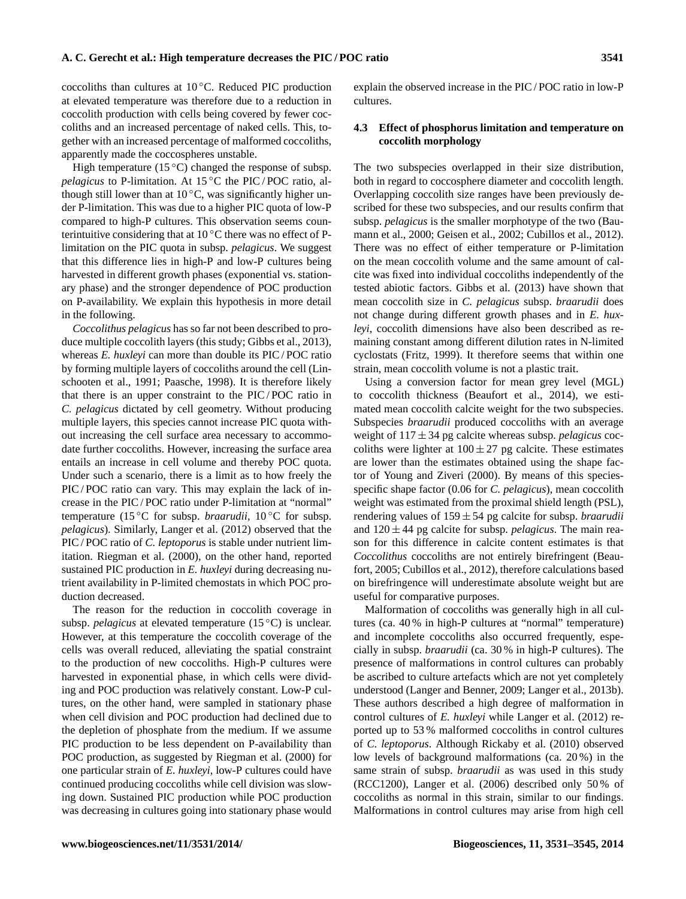coccoliths than cultures at 10 °C. Reduced PIC production at elevated temperature was therefore due to a reduction in coccolith production with cells being covered by fewer coccoliths and an increased percentage of naked cells. This, together with an increased percentage of malformed coccoliths, apparently made the coccospheres unstable.

High temperature (15 °C) changed the response of subsp. *pelagicus* to P-limitation. At 15 °C the PIC / POC ratio, although still lower than at 10 °C, was significantly higher under P-limitation. This was due to a higher PIC quota of low-P compared to high-P cultures. This observation seems counterintuitive considering that at 10 °C there was no effect of P-limitation on the PIC quota in subsp. *pelagicus*. We suggest that this difference lies in high-P and low-P cultures being harvested in different growth phases (exponential vs. stationary phase) and the stronger dependence of POC production on P-availability. We explain this hypothesis in more detail in the following.

*Coccolithus pelagicus* has so far not been described to produce multiple coccolith layers (this study; Gibbs et al., 2013), whereas *E. huxleyi* can more than double its PIC / POC ratio by forming multiple layers of coccoliths around the cell (Linschooten et al., 1991; Paasche, 1998). It is therefore likely that there is an upper constraint to the PIC / POC ratio in *C. pelagicus* dictated by cell geometry. Without producing multiple layers, this species cannot increase PIC quota without increasing the cell surface area necessary to accommodate further coccoliths. However, increasing the surface area entails an increase in cell volume and thereby POC quota. Under such a scenario, there is a limit as to how freely the PIC / POC ratio can vary. This may explain the lack of increase in the PIC / POC ratio under P-limitation at "normal" temperature (15 °C for subsp. *braarudii*, 10 °C for subsp. *pelagicus*). Similarly, Langer et al. (2012) observed that the PIC / POC ratio of *C. leptoporus* is stable under nutrient limitation. Riegman et al. (2000), on the other hand, reported sustained PIC production in *E. huxleyi* during decreasing nutrient availability in P-limited chemostats in which POC production decreased.

The reason for the reduction in coccolith coverage in subsp. *pelagicus* at elevated temperature (15 °C) is unclear. However, at this temperature the coccolith coverage of the cells was overall reduced, alleviating the spatial constraint to the production of new coccoliths. High-P cultures were harvested in exponential phase, in which cells were dividing and POC production was relatively constant. Low-P cultures, on the other hand, were sampled in stationary phase when cell division and POC production had declined due to the depletion of phosphate from the medium. If we assume PIC production to be less dependent on P-availability than POC production, as suggested by Riegman et al. (2000) for one particular strain of *E. huxleyi*, low-P cultures could have continued producing coccoliths while cell division was slowing down. Sustained PIC production while POC production was decreasing in cultures going into stationary phase would explain the observed increase in the PIC / POC ratio in low-P cultures.

### 4.3 Effect of phosphorus limitation and temperature on coccolith morphology

The two subspecies overlapped in their size distribution, both in regard to coccosphere diameter and coccolith length. Overlapping coccolith size ranges have been previously described for these two subspecies, and our results confirm that subsp. *pelagicus* is the smaller morphotype of the two (Baumann et al., 2000; Geisen et al., 2002; Cubillos et al., 2012). There was no effect of either temperature or P-limitation on the mean coccolith volume and the same amount of calcite was fixed into individual coccoliths independently of the tested abiotic factors. Gibbs et al. (2013) have shown that mean coccolith size in *C. pelagicus* subsp. *braarudii* does not change during different growth phases and in *E. huxleyi*, coccolith dimensions have also been described as remaining constant among different dilution rates in N-limited cyclostats (Fritz, 1999). It therefore seems that within one strain, mean coccolith volume is not a plastic trait.

Using a conversion factor for mean grey level (MGL) to coccolith thickness (Beaufort et al., 2014), we estimated mean coccolith calcite weight for the two subspecies. Subspecies *braarudii* produced coccoliths with an average weight of $117 \pm 34$ pg calcite whereas subsp. *pelagicus* coccoliths were lighter at $100 \pm 27$ pg calcite. These estimates are lower than the estimates obtained using the shape factor of Young and Ziveri (2000). By means of this species-specific shape factor (0.06 for *C. pelagicus*), mean coccolith weight was estimated from the proximal shield length (PSL), rendering values of $159 \pm 54$ pg calcite for subsp. *braarudii* and $120 \pm 44$ pg calcite for subsp. *pelagicus*. The main reason for this difference in calcite content estimates is that *Coccolithus* coccoliths are not entirely birefringent (Beaufort, 2005; Cubillos et al., 2012), therefore calculations based on birefringence will underestimate absolute weight but are useful for comparative purposes.

Malformation of coccoliths was generally high in all cultures (ca. 40 % in high-P cultures at "normal" temperature) and incomplete coccoliths also occurred frequently, especially in subsp. *braarudii* (ca. 30 % in high-P cultures). The presence of malformations in control cultures can probably be ascribed to culture artefacts which are not yet completely understood (Langer and Benner, 2009; Langer et al., 2013b). These authors described a high degree of malformation in control cultures of *E. huxleyi* while Langer et al. (2012) reported up to 53 % malformed coccoliths in control cultures of *C. leptoporus*. Although Rickaby et al. (2010) observed low levels of background malformations (ca. 20 %) in the same strain of subsp. *braarudii* as was used in this study (RCC1200), Langer et al. (2006) described only 50 % of coccoliths as normal in this strain, similar to our findings. Malformations in control cultures may arise from high cell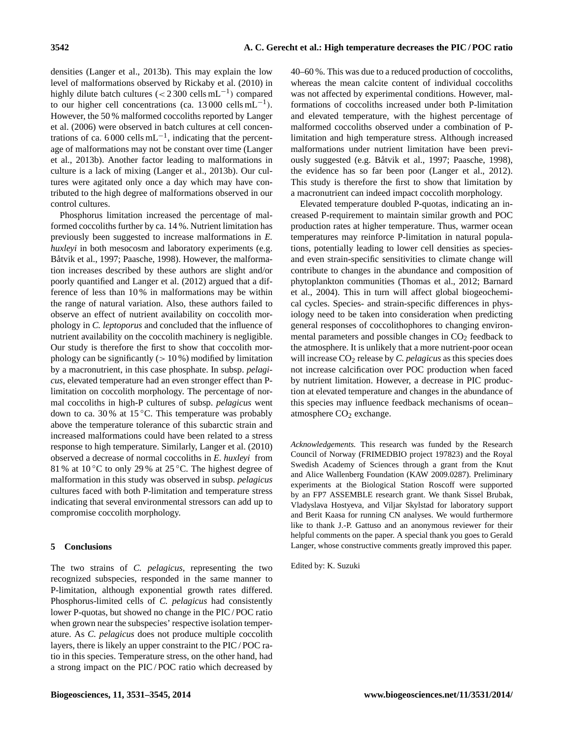densities (Langer et al., 2013b). This may explain the low level of malformations observed by Rickaby et al. (2010) in highly dilute batch cultures ($< 2\,300$ cells $\mathrm{mL^{-1}}$) compared to our higher cell concentrations (ca. $13\,000$ cells $\mathrm{mL^{-1}}$). However, the 50 % malformed coccoliths reported by Langer et al. (2006) were observed in batch cultures at cell concentrations of ca. $6\,000$ cells $\mathrm{mL^{-1}}$, indicating that the percentage of malformations may not be constant over time (Langer et al., 2013b). Another factor leading to malformations in culture is a lack of mixing (Langer et al., 2013b). Our cultures were agitated only once a day which may have contributed to the high degree of malformations observed in our control cultures.

Phosphorus limitation increased the percentage of malformed coccoliths further by ca. 14 %. Nutrient limitation has previously been suggested to increase malformations in *E. huxleyi* in both mesocosm and laboratory experiments (e.g. Båtvik et al., 1997; Paasche, 1998). However, the malformation increases described by these authors are slight and/or poorly quantified and Langer et al. (2012) argued that a difference of less than 10 % in malformations may be within the range of natural variation. Also, these authors failed to observe an effect of nutrient availability on coccolith morphology in *C. leptoporus* and concluded that the influence of nutrient availability on the coccolith machinery is negligible. Our study is therefore the first to show that coccolith morphology can be significantly ($> 10$ %) modified by limitation by a macronutrient, in this case phosphate. In subsp. *pelagicus*, elevated temperature had an even stronger effect than P-limitation on coccolith morphology. The percentage of normal coccoliths in high-P cultures of subsp. *pelagicus* went down to ca. 30 % at 15 °C. This temperature was probably above the temperature tolerance of this subarctic strain and increased malformations could have been related to a stress response to high temperature. Similarly, Langer et al. (2010) observed a decrease of normal coccoliths in *E. huxleyi* from 81 % at 10 °C to only 29 % at 25 °C. The highest degree of malformation in this study was observed in subsp. *pelagicus* cultures faced with both P-limitation and temperature stress indicating that several environmental stressors can add up to compromise coccolith morphology.

## 5 Conclusions

The two strains of *C. pelagicus*, representing the two recognized subspecies, responded in the same manner to P-limitation, although exponential growth rates differed. Phosphorus-limited cells of *C. pelagicus* had consistently lower P-quotas, but showed no change in the PIC / POC ratio when grown near the subspecies' respective isolation temperature. As *C. pelagicus* does not produce multiple coccolith layers, there is likely an upper constraint to the PIC / POC ratio in this species. Temperature stress, on the other hand, had a strong impact on the PIC / POC ratio which decreased by 40–60 %. This was due to a reduced production of coccoliths, whereas the mean calcite content of individual coccoliths was not affected by experimental conditions. However, malformations of coccoliths increased under both P-limitation and elevated temperature, with the highest percentage of malformed coccoliths observed under a combination of P-limitation and high temperature stress. Although increased malformations under nutrient limitation have been previously suggested (e.g. Båtvik et al., 1997; Paasche, 1998), the evidence has so far been poor (Langer et al., 2012). This study is therefore the first to show that limitation by a macronutrient can indeed impact coccolith morphology.

Elevated temperature doubled P-quotas, indicating an increased P-requirement to maintain similar growth and POC production rates at higher temperature. Thus, warmer ocean temperatures may reinforce P-limitation in natural populations, potentially leading to lower cell densities as species- and even strain-specific sensitivities to climate change will contribute to changes in the abundance and composition of phytoplankton communities (Thomas et al., 2012; Barnard et al., 2004). This in turn will affect global biogeochemical cycles. Species- and strain-specific differences in physiology need to be taken into consideration when predicting general responses of coccolithophores to changing environmental parameters and possible changes in $CO_2$ feedback to the atmosphere. It is unlikely that a more nutrient-poor ocean will increase $CO_2$ release by *C. pelagicus* as this species does not increase calcification over POC production when faced by nutrient limitation. However, a decrease in PIC production at elevated temperature and changes in the abundance of this species may influence feedback mechanisms of ocean–atmosphere $CO_2$ exchange.

*Acknowledgements.* This research was funded by the Research Council of Norway (FRIMEDBIO project 197823) and the Royal Swedish Academy of Sciences through a grant from the Knut and Alice Wallenberg Foundation (KAW 2009.0287). Preliminary experiments at the Biological Station Roscoff were supported by an FP7 ASSEMBLE research grant. We thank Sissel Brubak, Vladyslava Hostyeva, and Viljar Skylstad for laboratory support and Berit Kaasa for running CN analyses. We would furthermore like to thank J.-P. Gattuso and an anonymous reviewer for their helpful comments on the paper. A special thank you goes to Gerald Langer, whose constructive comments greatly improved this paper.

Edited by: K. Suzuki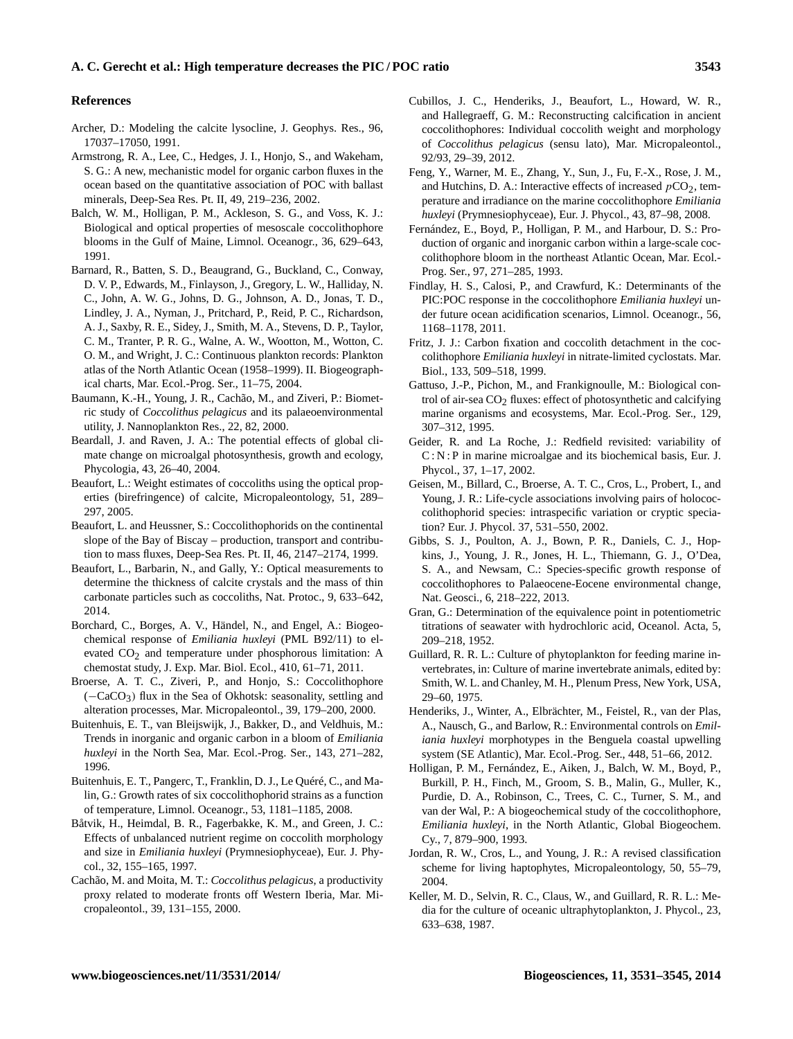## References

Archer, D.: Modeling the calcite lysocline, J. Geophys. Res., 96, 17037–17050, 1991.

Armstrong, R. A., Lee, C., Hedges, J. I., Honjo, S., and Wakeham, S. G.: A new, mechanistic model for organic carbon fluxes in the ocean based on the quantitative association of POC with ballast minerals, Deep-Sea Res. Pt. II, 49, 219–236, 2002.

Balch, W. M., Holligan, P. M., Ackleson, S. G., and Voss, K. J.: Biological and optical properties of mesoscale coccolithophore blooms in the Gulf of Maine, Limnol. Oceanogr., 36, 629–643, 1991.

Barnard, R., Batten, S. D., Beaugrand, G., Buckland, C., Conway, D. V. P., Edwards, M., Finlayson, J., Gregory, L. W., Halliday, N. C., John, A. W. G., Johns, D. G., Johnson, A. D., Jonas, T. D., Lindley, J. A., Nyman, J., Pritchard, P., Reid, P. C., Richardson, A. J., Saxby, R. E., Sidey, J., Smith, M. A., Stevens, D. P., Taylor, C. M., Tranter, P. R. G., Walne, A. W., Wootton, M., Wotton, C. O. M., and Wright, J. C.: Continuous plankton records: Plankton atlas of the North Atlantic Ocean (1958–1999). II. Biogeographical charts, Mar. Ecol.-Prog. Ser., 11–75, 2004.

Baumann, K.-H., Young, J. R., Cachão, M., and Ziveri, P.: Biometric study of *Coccolithus pelagicus* and its palaeoenvironmental utility, J. Nannoplankton Res., 22, 82, 2000.

Beardall, J. and Raven, J. A.: The potential effects of global climate change on microalgal photosynthesis, growth and ecology, Phycologia, 43, 26–40, 2004.

Beaufort, L.: Weight estimates of coccoliths using the optical properties (birefringence) of calcite, Micropaleontology, 51, 289–297, 2005.

Beaufort, L. and Heussner, S.: Coccolithophorids on the continental slope of the Bay of Biscay – production, transport and contribution to mass fluxes, Deep-Sea Res. Pt. II, 46, 2147–2174, 1999.

Beaufort, L., Barbarin, N., and Gally, Y.: Optical measurements to determine the thickness of calcite crystals and the mass of thin carbonate particles such as coccoliths, Nat. Protoc., 9, 633–642, 2014.

Borchard, C., Borges, A. V., Händel, N., and Engel, A.: Biogeochemical response of *Emiliania huxleyi* (PML B92/11) to elevated $CO_2$ and temperature under phosphorous limitation: A chemostat study, J. Exp. Mar. Biol. Ecol., 410, 61–71, 2011.

Broerse, A. T. C., Ziveri, P., and Honjo, S.: Coccolithophore ($-CaCO_3$) flux in the Sea of Okhotsk: seasonality, settling and alteration processes, Mar. Micropaleontol., 39, 179–200, 2000.

Buitenhuis, E. T., van Bleijswijk, J., Bakker, D., and Veldhuis, M.: Trends in inorganic and organic carbon in a bloom of *Emiliania huxleyi* in the North Sea, Mar. Ecol.-Prog. Ser., 143, 271–282, 1996.

Buitenhuis, E. T., Pangerc, T., Franklin, D. J., Le Quéré, C., and Malin, G.: Growth rates of six coccolithophorid strains as a function of temperature, Limnol. Oceanogr., 53, 1181–1185, 2008.

Båtvik, H., Heimdal, B. R., Fagerbakke, K. M., and Green, J. C.: Effects of unbalanced nutrient regime on coccolith morphology and size in *Emiliania huxleyi* (Prymnesiophyceae), Eur. J. Phycol., 32, 155–165, 1997.

Cachão, M. and Moita, M. T.: *Coccolithus pelagicus*, a productivity proxy related to moderate fronts off Western Iberia, Mar. Micropaleontol., 39, 131–155, 2000.

Cubillos, J. C., Henderiks, J., Beaufort, L., Howard, W. R., and Hallegraeff, G. M.: Reconstructing calcification in ancient coccolithophores: Individual coccolith weight and morphology of *Coccolithus pelagicus* (sensu lato), Mar. Micropaleontol., 92/93, 29–39, 2012.

Feng, Y., Warner, M. E., Zhang, Y., Sun, J., Fu, F.-X., Rose, J. M., and Hutchins, D. A.: Interactive effects of increased $pCO_2$, temperature and irradiance on the marine coccolithophore *Emiliania huxleyi* (Prymnesiophyceae), Eur. J. Phycol., 43, 87–98, 2008.

Fernández, E., Boyd, P., Holligan, P. M., and Harbour, D. S.: Production of organic and inorganic carbon within a large-scale coccolithophore bloom in the northeast Atlantic Ocean, Mar. Ecol.-Prog. Ser., 97, 271–285, 1993.

Findlay, H. S., Calosi, P., and Crawfurd, K.: Determinants of the PIC:POC response in the coccolithophore *Emiliania huxleyi* under future ocean acidification scenarios, Limnol. Oceanogr., 56, 1168–1178, 2011.

Fritz, J. J.: Carbon fixation and coccolith detachment in the coccolithophore *Emiliania huxleyi* in nitrate-limited cyclostats. Mar. Biol., 133, 509–518, 1999.

Gattuso, J.-P., Pichon, M., and Frankignoulle, M.: Biological control of air-sea $CO_2$ fluxes: effect of photosynthetic and calcifying marine organisms and ecosystems, Mar. Ecol.-Prog. Ser., 129, 307–312, 1995.

Geider, R. and La Roche, J.: Redfield revisited: variability of C : N : P in marine microalgae and its biochemical basis, Eur. J. Phycol., 37, 1–17, 2002.

Geisen, M., Billard, C., Broerse, A. T. C., Cros, L., Probert, I., and Young, J. R.: Life-cycle associations involving pairs of holococcolithophorid species: intraspecific variation or cryptic speciation? Eur. J. Phycol. 37, 531–550, 2002.

Gibbs, S. J., Poulton, A. J., Bown, P. R., Daniels, C. J., Hopkins, J., Young, J. R., Jones, H. L., Thiemann, G. J., O'Dea, S. A., and Newsam, C.: Species-specific growth response of coccolithophores to Palaeocene-Eocene environmental change, Nat. Geosci., 6, 218–222, 2013.

Gran, G.: Determination of the equivalence point in potentiometric titrations of seawater with hydrochloric acid, Oceanol. Acta, 5, 209–218, 1952.

Guillard, R. R. L.: Culture of phytoplankton for feeding marine invertebrates, in: Culture of marine invertebrate animals, edited by: Smith, W. L. and Chanley, M. H., Plenum Press, New York, USA, 29–60, 1975.

Henderiks, J., Winter, A., Elbrächter, M., Feistel, R., van der Plas, A., Nausch, G., and Barlow, R.: Environmental controls on *Emiliania huxleyi* morphotypes in the Benguela coastal upwelling system (SE Atlantic), Mar. Ecol.-Prog. Ser., 448, 51–66, 2012.

Holligan, P. M., Fernández, E., Aiken, J., Balch, W. M., Boyd, P., Burkill, P. H., Finch, M., Groom, S. B., Malin, G., Muller, K., Purdie, D. A., Robinson, C., Trees, C. C., Turner, S. M., and van der Wal, P.: A biogeochemical study of the coccolithophore, *Emiliania huxleyi*, in the North Atlantic, Global Biogeochem. Cy., 7, 879–900, 1993.

Jordan, R. W., Cros, L., and Young, J. R.: A revised classification scheme for living haptophytes, Micropaleontology, 50, 55–79, 2004.

Keller, M. D., Selvin, R. C., Claus, W., and Guillard, R. R. L.: Media for the culture of oceanic ultraphytoplankton, J. Phycol., 23, 633–638, 1987.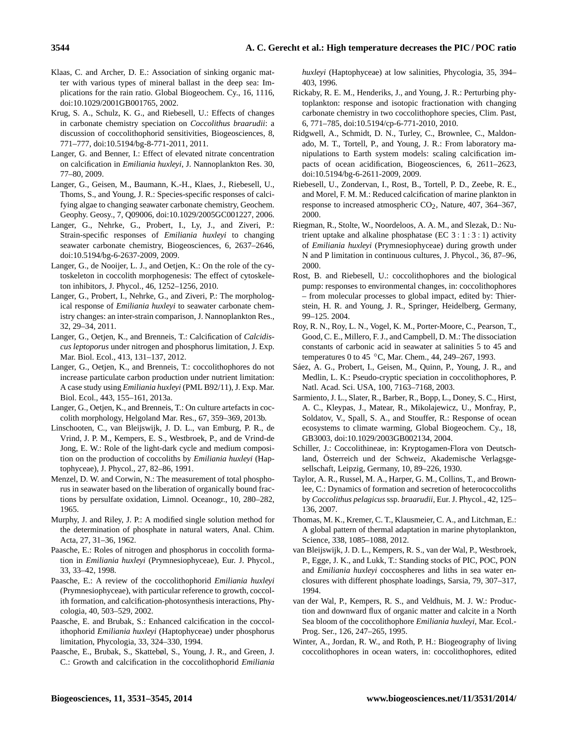Klaas, C. and Archer, D. E.: Association of sinking organic matter with various types of mineral ballast in the deep sea: Implications for the rain ratio. Global Biogeochem. Cy., 16, 1116, doi:10.1029/2001GB001765, 2002.

Krug, S. A., Schulz, K. G., and Riebesell, U.: Effects of changes in carbonate chemistry speciation on *Coccolithus braarudii*: a discussion of coccolithophorid sensitivities, Biogeosciences, 8, 771–777, doi:10.5194/bg-8-771-2011, 2011.

Langer, G. and Benner, I.: Effect of elevated nitrate concentration on calcification in *Emiliania huxleyi*, J. Nannoplankton Res. 30, 77–80, 2009.

Langer, G., Geisen, M., Baumann, K.-H., Klaes, J., Riebesell, U., Thoms, S., and Young, J. R.: Species-specific responses of calcifying algae to changing seawater carbonate chemistry, Geochem. Geophy. Geosy., 7, Q09006, doi:10.1029/2005GC001227, 2006.

Langer, G., Nehrke, G., Probert, I., Ly, J., and Ziveri, P.: Strain-specific responses of *Emiliania huxleyi* to changing seawater carbonate chemistry, Biogeosciences, 6, 2637–2646, doi:10.5194/bg-6-2637-2009, 2009.

Langer, G., de Nooijer, L. J., and Oetjen, K.: On the role of the cytoskeleton in coccolith morphogenesis: The effect of cytoskeleton inhibitors, J. Phycol., 46, 1252–1256, 2010.

Langer, G., Probert, I., Nehrke, G., and Ziveri, P.: The morphological response of *Emiliania huxleyi* to seawater carbonate chemistry changes: an inter-strain comparison, J. Nannoplankton Res., 32, 29–34, 2011.

Langer, G., Oetjen, K., and Brenneis, T.: Calcification of *Calcidiscus leptoporus* under nitrogen and phosphorus limitation, J. Exp. Mar. Biol. Ecol., 413, 131–137, 2012.

Langer, G., Oetjen, K., and Brenneis, T.: coccolithophores do not increase particulate carbon production under nutrient limitation: A case study using *Emiliania huxleyi* (PML B92/11), J. Exp. Mar. Biol. Ecol., 443, 155–161, 2013a.

Langer, G., Oetjen, K., and Brenneis, T.: On culture artefacts in coccolith morphology, Helgoland Mar. Res., 67, 359–369, 2013b.

Linschooten, C., van Bleijswijk, J. D. L., van Emburg, P. R., de Vrind, J. P. M., Kempers, E. S., Westbroek, P., and de Vrind-de Jong, E. W.: Role of the light-dark cycle and medium composition on the production of coccoliths by *Emiliania huxleyi* (Haptophyceae), J. Phycol., 27, 82–86, 1991.

Menzel, D. W. and Corwin, N.: The measurement of total phosphorus in seawater based on the liberation of organically bound fractions by persulfate oxidation, Limnol. Oceanogr., 10, 280–282, 1965.

Murphy, J. and Riley, J. P.: A modified single solution method for the determination of phosphate in natural waters, Anal. Chim. Acta, 27, 31–36, 1962.

Paasche, E.: Roles of nitrogen and phosphorus in coccolith formation in *Emiliania huxleyi* (Prymnesiophyceae), Eur. J. Phycol., 33, 33–42, 1998.

Paasche, E.: A review of the coccolithophorid *Emiliania huxleyi* (Prymnesiophyceae), with particular reference to growth, coccolith formation, and calcification-photosynthesis interactions, Phycologia, 40, 503–529, 2002.

Paasche, E. and Brubak, S.: Enhanced calcification in the coccolithophorid *Emiliania huxleyi* (Haptophyceae) under phosphorus limitation, Phycologia, 33, 324–330, 1994.

Paasche, E., Brubak, S., Skattebøl, S., Young, J. R., and Green, J. C.: Growth and calcification in the coccolithophorid *Emiliania huxleyi* (Haptophyceae) at low salinities, Phycologia, 35, 394–403, 1996.

Rickaby, R. E. M., Henderiks, J., and Young, J. R.: Perturbing phytoplankton: response and isotopic fractionation with changing carbonate chemistry in two coccolithophore species, Clim. Past, 6, 771–785, doi:10.5194/cp-6-771-2010, 2010.

Ridgwell, A., Schmidt, D. N., Turley, C., Brownlee, C., Maldonado, M. T., Tortell, P., and Young, J. R.: From laboratory manipulations to Earth system models: scaling calcification impacts of ocean acidification, Biogeosciences, 6, 2611–2623, doi:10.5194/bg-6-2611-2009, 2009.

Riebesell, U., Zondervan, I., Rost, B., Tortell, P. D., Zeebe, R. E., and Morel, F. M. M.: Reduced calcification of marine plankton in response to increased atmospheric $CO_2$, Nature, 407, 364–367, 2000.

Riegman, R., Stolte, W., Noordeloos, A. A. M., and Slezak, D.: Nutrient uptake and alkaline phosphatase (EC 3 : 1 : 3 : 1) activity of *Emiliania huxleyi* (Prymnesiophyceae) during growth under N and P limitation in continuous cultures, J. Phycol., 36, 87–96, 2000.

Rost, B. and Riebesell, U.: coccolithophores and the biological pump: responses to environmental changes, in: coccolithophores – from molecular processes to global impact, edited by: Thierstein, H. R. and Young, J. R., Springer, Heidelberg, Germany, 99–125. 2004.

Roy, R. N., Roy, L. N., Vogel, K. M., Porter-Moore, C., Pearson, T., Good, C. E., Millero, F. J., and Campbell, D. M.: The dissociation constants of carbonic acid in seawater at salinities 5 to 45 and temperatures 0 to 45 °C, Mar. Chem., 44, 249–267, 1993.

Sáez, A. G., Probert, I., Geisen, M., Quinn, P., Young, J. R., and Medlin, L. K.: Pseudo-cryptic speciation in coccolithophores, P. Natl. Acad. Sci. USA, 100, 7163–7168, 2003.

Sarmiento, J. L., Slater, R., Barber, R., Bopp, L., Doney, S. C., Hirst, A. C., Kleypas, J., Matear, R., Mikolajewicz, U., Monfray, P., Soldatov, V., Spall, S. A., and Stouffer, R.: Response of ocean ecosystems to climate warming, Global Biogeochem. Cy., 18, GB3003, doi:10.1029/2003GB002134, 2004.

Schiller, J.: Coccolithineae, in: Kryptogamen-Flora von Deutschland, Österreich und der Schweiz, Akademische Verlagsgesellschaft, Leipzig, Germany, 10, 89–226, 1930.

Taylor, A. R., Russel, M. A., Harper, G. M., Collins, T., and Brownlee, C.: Dynamics of formation and secretion of heterococcoliths by *Coccolithus pelagicus* ssp. *braarudii*, Eur. J. Phycol., 42, 125–136, 2007.

Thomas, M. K., Kremer, C. T., Klausmeier, C. A., and Litchman, E.: A global pattern of thermal adaptation in marine phytoplankton, Science, 338, 1085–1088, 2012.

van Bleijswijk, J. D. L., Kempers, R. S., van der Wal, P., Westbroek, P., Egge, J. K., and Lukk, T.: Standing stocks of PIC, POC, PON and *Emiliania huxleyi* coccospheres and liths in sea water enclosures with different phosphate loadings, Sarsia, 79, 307–317, 1994.

van der Wal, P., Kempers, R. S., and Veldhuis, M. J. W.: Production and downward flux of organic matter and calcite in a North Sea bloom of the coccolithophore *Emiliania huxleyi*, Mar. Ecol.-Prog. Ser., 126, 247–265, 1995.

Winter, A., Jordan, R. W., and Roth, P. H.: Biogeography of living coccolithophores in ocean waters, in: coccolithophores, edited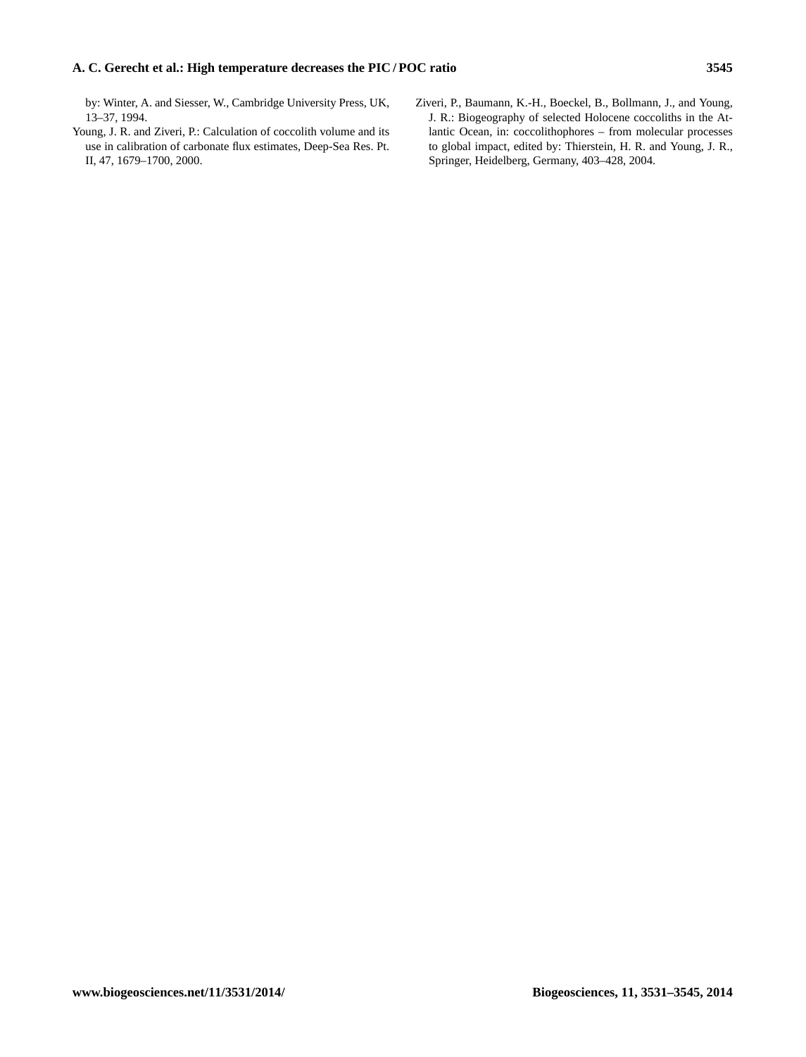by: Winter, A. and Siesser, W., Cambridge University Press, UK, 13–37, 1994.

Young, J. R. and Ziveri, P.: Calculation of coccolith volume and its use in calibration of carbonate flux estimates, Deep-Sea Res. Pt. II, 47, 1679–1700, 2000.

Ziveri, P., Baumann, K.-H., Boeckel, B., Bollmann, J., and Young, J. R.: Biogeography of selected Holocene coccoliths in the Atlantic Ocean, in: coccolithophores – from molecular processes to global impact, edited by: Thierstein, H. R. and Young, J. R., Springer, Heidelberg, Germany, 403–428, 2004.